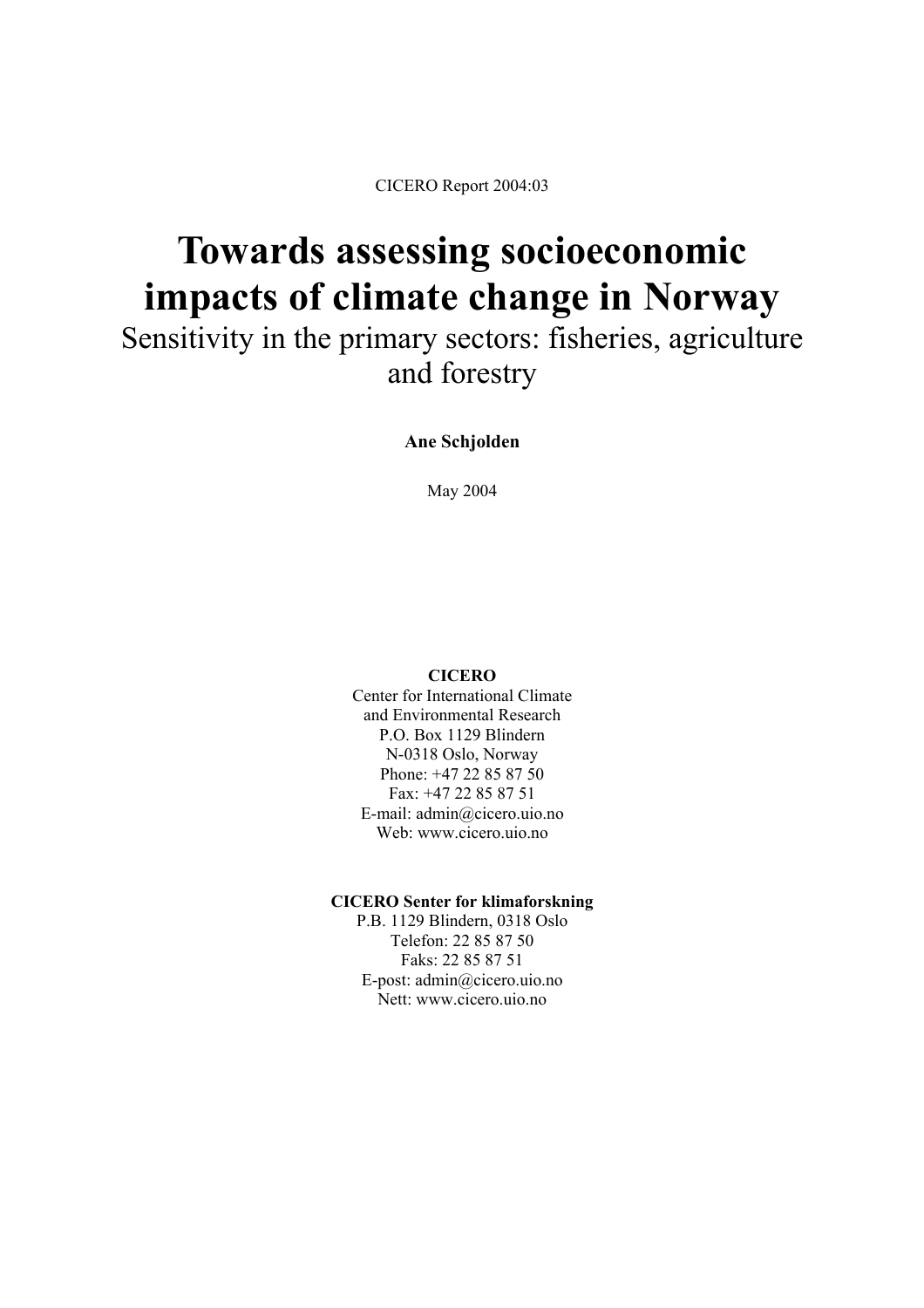CICERO Report 2004:03

# Towards assessing socioeconomic impacts of climate change in Norway

## Sensitivity in the primary sectors: fisheries, agriculture and forestry

**Ane Schjolden**

May 2004

**CICERO**
Center for International Climate
and Environmental Research
P.O. Box 1129 Blindern
N-0318 Oslo, Norway
Phone: +47 22 85 87 50
Fax: +47 22 85 87 51
E-mail: admin@cicero.uio.no
Web: www.cicero.uio.no

**CICERO Senter for klimaforskning**
P.B. 1129 Blindern, 0318 Oslo
Telefon: 22 85 87 50
Faks: 22 85 87 51
E-post: admin@cicero.uio.no
Nett: www.cicero.uio.no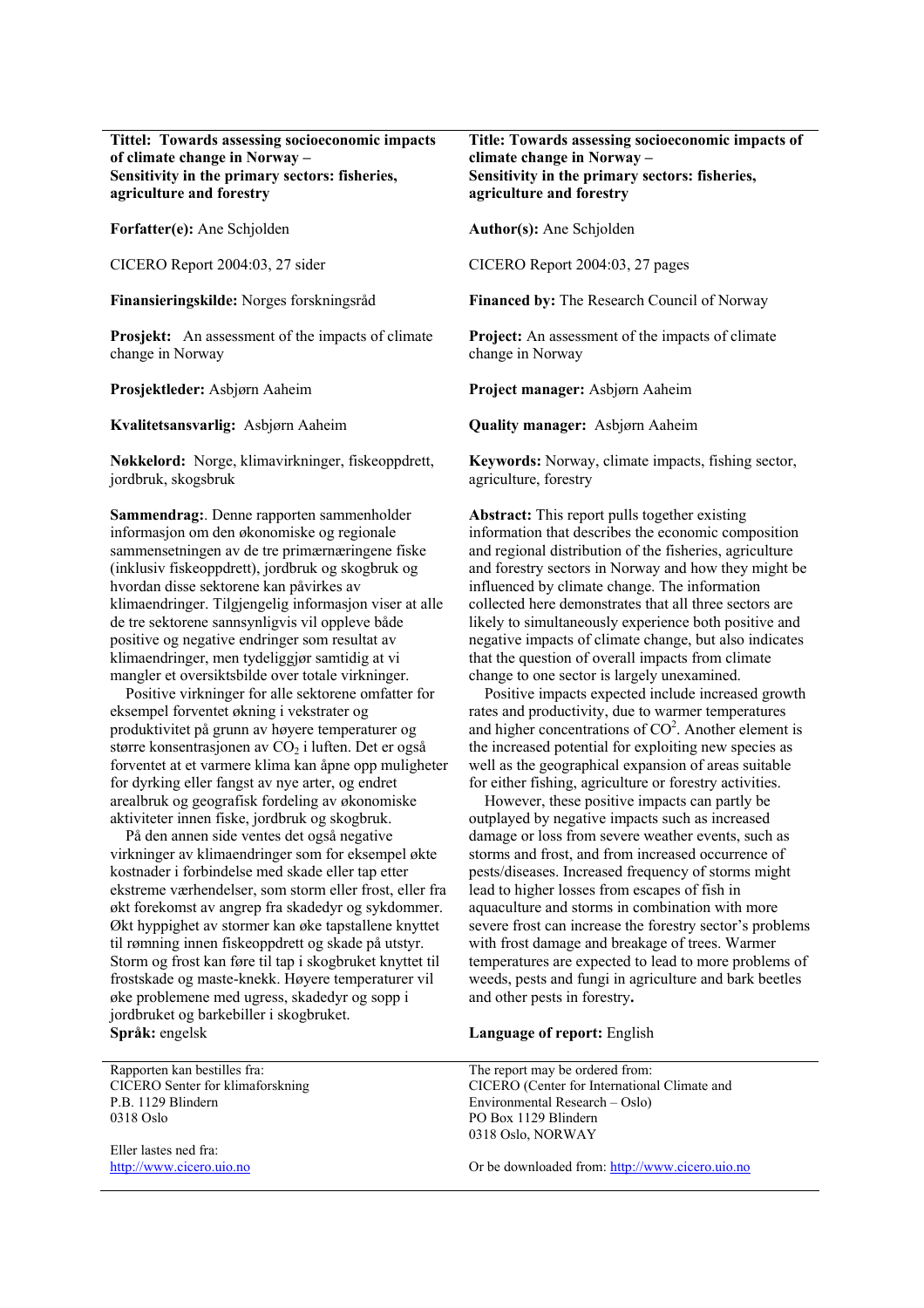**Tittel: Towards assessing socioeconomic impacts of climate change in Norway – Sensitivity in the primary sectors: fisheries, agriculture and forestry**

**Forfatter(e):** Ane Schjolden

CICERO Report 2004:03, 27 sider

**Finansieringskilde:** Norges forskningsråd

**Prosjekt:** An assessment of the impacts of climate change in Norway

**Prosjektleder:** Asbjørn Aaheim

**Kvalitetsansvarlig:** Asbjørn Aaheim

**Nøkkelord:** Norge, klimavirkninger, fiskeoppdrett, jordbruk, skogsbruk

**Sammendrag:**. Denne rapporten sammenholder informasjon om den økonomiske og regionale sammensetningen av de tre primærnæringene fiske (inklusiv fiskeoppdrett), jordbruk og skogsbruk og hvordan disse sektorene kan påvirkes av klimaendringer. Tilgjengelig informasjon viser at alle de tre sektorene sannsynligvis vil oppleve både positive og negative endringer som resultat av klimaendringer, men tydeliggjør samtidig at vi mangler et oversiktsbilde over totale virkninger.

Positive virkninger for alle sektorene omfatter for eksempel forventet økning i vekstrater og produktivitet på grunn av høyere temperaturer og større konsentrasjonen av $CO_2$ i luften. Det er også forventet at et varmere klima kan åpne opp muligheter for dyrking eller fangst av nye arter, og endret arealbruk og geografisk fordeling av økonomiske aktiviteter innen fiske, jordbruk og skogsbruk.

På den annen side ventes det også negative virkninger av klimaendringer som for eksempel økte kostnader i forbindelse med skade eller tap etter ekstreme værhendelser, som storm eller frost, eller fra økt forekomst av angrep fra skadedyr og sykdommer. Økt hyppighet av stormer kan øke tapstallene knyttet til rømning innen fiskeoppdrett og skade på utstyr. Storm og frost kan føre til tap i skogbruket knyttet til frostskade og maste-knekk. Høyere temperaturer vil øke problemene med ugress, skadedyr og sopp i jordbruket og barkebiller i skogbruket.

**Språk:** engelsk

Rapporten kan bestilles fra:
CICERO Senter for klimaforskning
P.B. 1129 Blindern
0318 Oslo

Eller lastes ned fra:
http://www.cicero.uio.no

**Title: Towards assessing socioeconomic impacts of climate change in Norway – Sensitivity in the primary sectors: fisheries, agriculture and forestry**

**Author(s):** Ane Schjolden

CICERO Report 2004:03, 27 pages

**Financed by:** The Research Council of Norway

**Project:** An assessment of the impacts of climate change in Norway

**Project manager:** Asbjørn Aaheim

**Quality manager:** Asbjørn Aaheim

**Keywords:** Norway, climate impacts, fishing sector, agriculture, forestry

**Abstract:** This report pulls together existing information that describes the economic composition and regional distribution of the fisheries, agriculture and forestry sectors in Norway and how they might be influenced by climate change. The information collected here demonstrates that all three sectors are likely to simultaneously experience both positive and negative impacts of climate change, but also indicates that the question of overall impacts from climate change to one sector is largely unexamined.

Positive impacts expected include increased growth rates and productivity, due to warmer temperatures and higher concentrations of $CO^2$. Another element is the increased potential for exploiting new species as well as the geographical expansion of areas suitable for either fishing, agriculture or forestry activities.

However, these positive impacts can partly be outplayed by negative impacts such as increased damage or loss from severe weather events, such as storms and frost, and from increased occurrence of pests/diseases. Increased frequency of storms might lead to higher losses from escapes of fish in aquaculture and storms in combination with more severe frost can increase the forestry sector's problems with frost damage and breakage of trees. Warmer temperatures are expected to lead to more problems of weeds, pests and fungi in agriculture and bark beetles and other pests in forestry.

**Language of report:** English

The report may be ordered from:
CICERO (Center for International Climate and Environmental Research – Oslo)
PO Box 1129 Blindern
0318 Oslo, NORWAY

Or be downloaded from: http://www.cicero.uio.no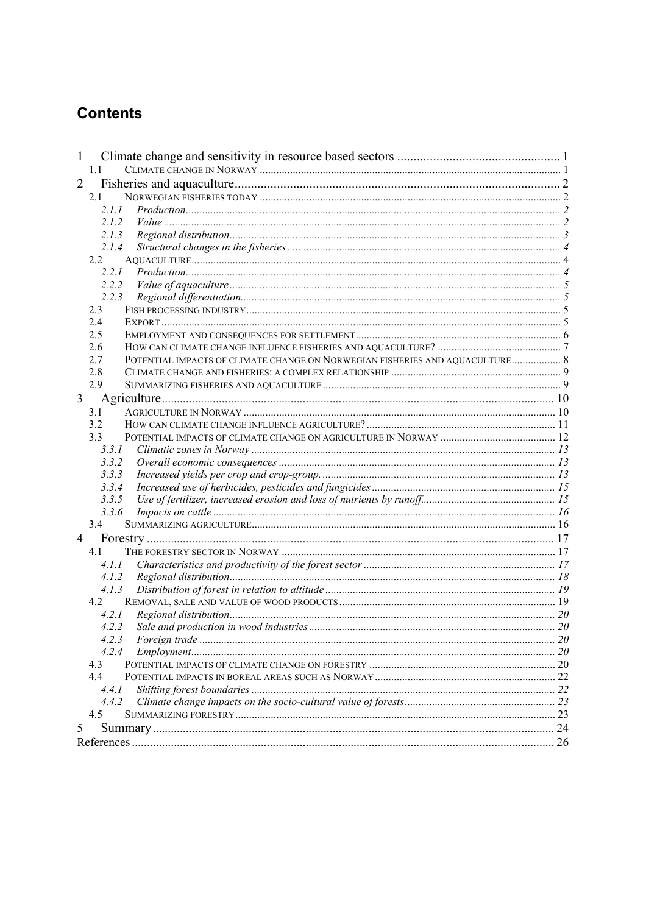# Contents

1 Climate change and sensitivity in resource based sectors ..... 1
  1.1 Climate change in Norway ..... 1
2 Fisheries and aquaculture ..... 2
  2.1 Norwegian fisheries today ..... 2
    2.1.1 *Production* ..... 2
    2.1.2 *Value* ..... 2
    2.1.3 *Regional distribution* ..... 3
    2.1.4 *Structural changes in the fisheries* ..... 4
  2.2 Aquaculture ..... 4
    2.2.1 *Production* ..... 4
    2.2.2 *Value of aquaculture* ..... 5
    2.2.3 *Regional differentiation* ..... 5
  2.3 Fish processing industry ..... 5
  2.4 Export ..... 5
  2.5 Employment and consequences for settlement ..... 6
  2.6 How can climate change influence fisheries and aquaculture? ..... 7
  2.7 Potential impacts of climate change on Norwegian fisheries and aquaculture ..... 8
  2.8 Climate change and fisheries: a complex relationship ..... 9
  2.9 Summarizing fisheries and aquaculture ..... 9
3 Agriculture ..... 10
  3.1 Agriculture in Norway ..... 10
  3.2 How can climate change influence agriculture? ..... 11
  3.3 Potential impacts of climate change on agriculture in Norway ..... 12
    3.3.1 *Climatic zones in Norway* ..... 13
    3.3.2 *Overall economic consequences* ..... 13
    3.3.3 *Increased yields per crop and crop-group.* ..... 13
    3.3.4 *Increased use of herbicides, pesticides and fungicides* ..... 15
    3.3.5 *Use of fertilizer, increased erosion and loss of nutrients by runoff* ..... 15
    3.3.6 *Impacts on cattle* ..... 16
  3.4 Summarizing agriculture ..... 16
4 Forestry ..... 17
  4.1 The forestry sector in Norway ..... 17
    4.1.1 *Characteristics and productivity of the forest sector* ..... 17
    4.1.2 *Regional distribution* ..... 18
    4.1.3 *Distribution of forest in relation to altitude* ..... 19
  4.2 Removal, sale and value of wood products ..... 19
    4.2.1 *Regional distribution* ..... 20
    4.2.2 *Sale and production in wood industries* ..... 20
    4.2.3 *Foreign trade* ..... 20
    4.2.4 *Employment* ..... 20
  4.3 Potential impacts of climate change on forestry ..... 20
  4.4 Potential impacts in boreal areas such as Norway ..... 22
    4.4.1 *Shifting forest boundaries* ..... 22
    4.4.2 *Climate change impacts on the socio-cultural value of forests* ..... 23
  4.5 Summarizing forestry ..... 23
5 Summary ..... 24
References ..... 26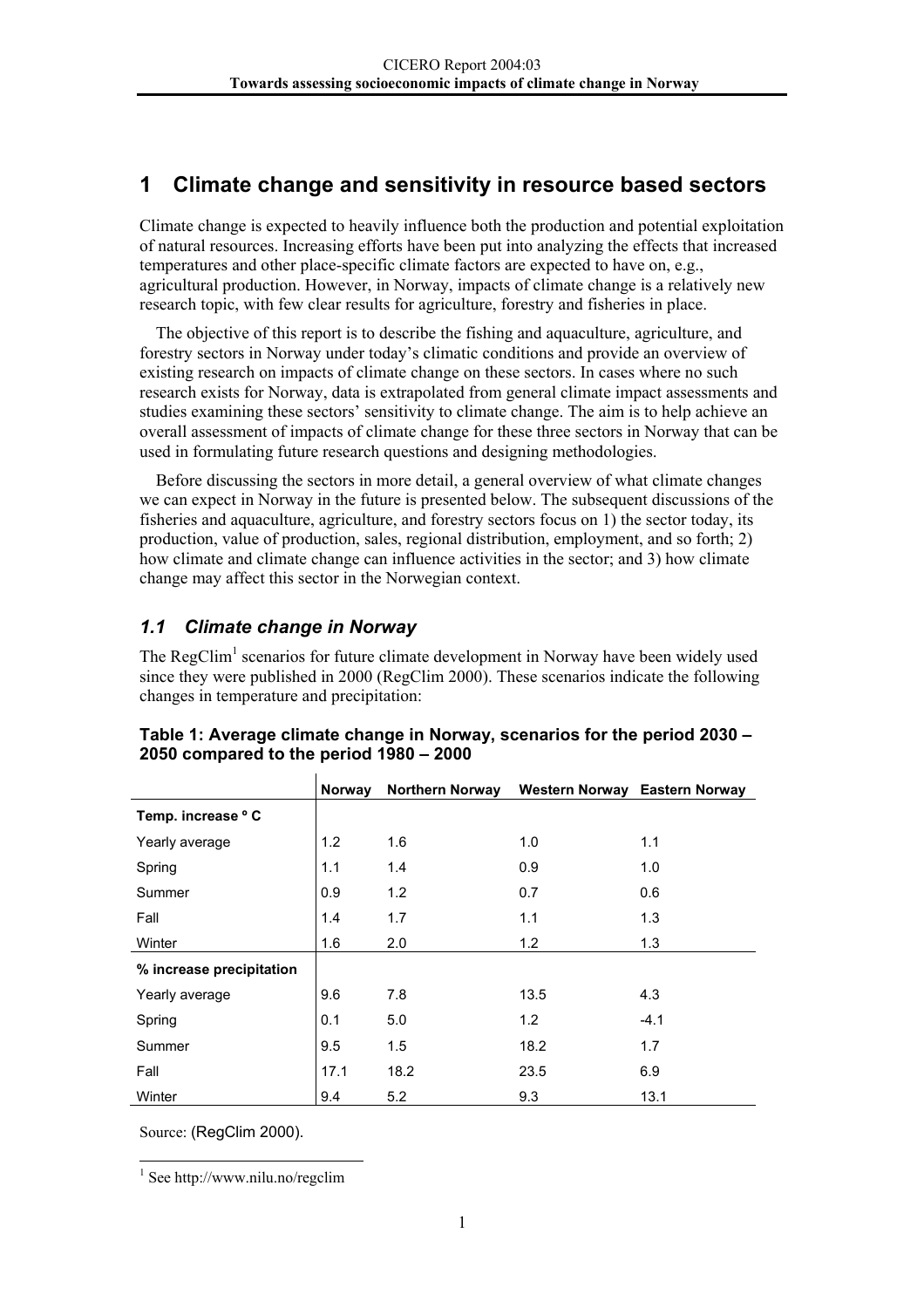# 1 Climate change and sensitivity in resource based sectors

Climate change is expected to heavily influence both the production and potential exploitation of natural resources. Increasing efforts have been put into analyzing the effects that increased temperatures and other place-specific climate factors are expected to have on, e.g., agricultural production. However, in Norway, impacts of climate change is a relatively new research topic, with few clear results for agriculture, forestry and fisheries in place.

The objective of this report is to describe the fishing and aquaculture, agriculture, and forestry sectors in Norway under today's climatic conditions and provide an overview of existing research on impacts of climate change on these sectors. In cases where no such research exists for Norway, data is extrapolated from general climate impact assessments and studies examining these sectors' sensitivity to climate change. The aim is to help achieve an overall assessment of impacts of climate change for these three sectors in Norway that can be used in formulating future research questions and designing methodologies.

Before discussing the sectors in more detail, a general overview of what climate changes we can expect in Norway in the future is presented below. The subsequent discussions of the fisheries and aquaculture, agriculture, and forestry sectors focus on 1) the sector today, its production, value of production, sales, regional distribution, employment, and so forth; 2) how climate and climate change can influence activities in the sector; and 3) how climate change may affect this sector in the Norwegian context.

## *1.1 Climate change in Norway*

The RegClim[1] scenarios for future climate development in Norway have been widely used since they were published in 2000 (RegClim 2000). These scenarios indicate the following changes in temperature and precipitation:

**Table 1: Average climate change in Norway, scenarios for the period 2030 – 2050 compared to the period 1980 – 2000**

| | Norway | Northern Norway | Western Norway | Eastern Norway |
|---|---|---|---|---|
| **Temp. increase ° C** | | | | |
| Yearly average | 1.2 | 1.6 | 1.0 | 1.1 |
| Spring | 1.1 | 1.4 | 0.9 | 1.0 |
| Summer | 0.9 | 1.2 | 0.7 | 0.6 |
| Fall | 1.4 | 1.7 | 1.1 | 1.3 |
| Winter | 1.6 | 2.0 | 1.2 | 1.3 |
| **% increase precipitation** | | | | |
| Yearly average | 9.6 | 7.8 | 13.5 | 4.3 |
| Spring | 0.1 | 5.0 | 1.2 | -4.1 |
| Summer | 9.5 | 1.5 | 18.2 | 1.7 |
| Fall | 17.1 | 18.2 | 23.5 | 6.9 |
| Winter | 9.4 | 5.2 | 9.3 | 13.1 |

Source: (RegClim 2000).

[1] See http://www.nilu.no/regclim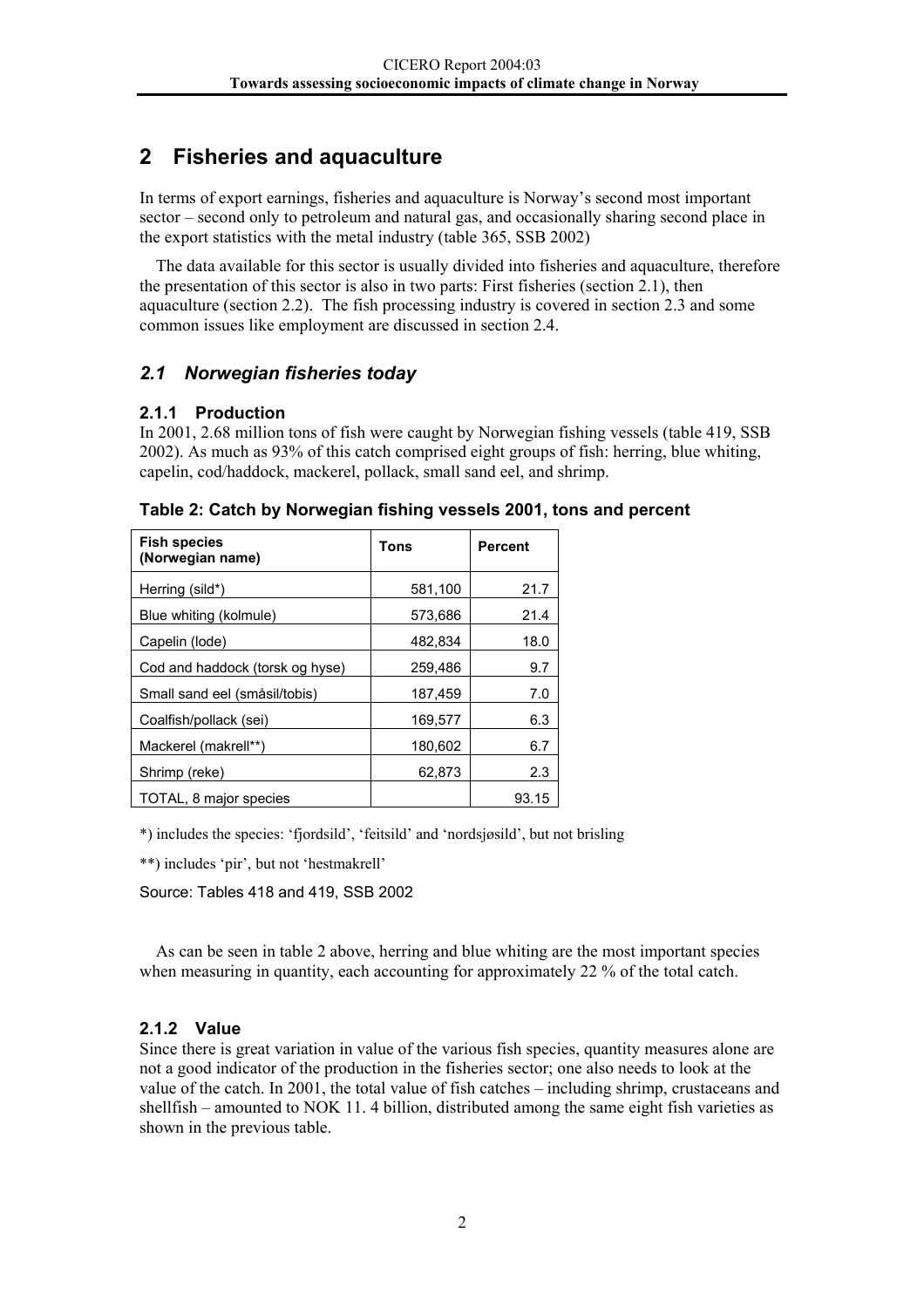# 2 Fisheries and aquaculture

In terms of export earnings, fisheries and aquaculture is Norway's second most important sector – second only to petroleum and natural gas, and occasionally sharing second place in the export statistics with the metal industry (table 365, SSB 2002)

The data available for this sector is usually divided into fisheries and aquaculture, therefore the presentation of this sector is also in two parts: First fisheries (section 2.1), then aquaculture (section 2.2). The fish processing industry is covered in section 2.3 and some common issues like employment are discussed in section 2.4.

## *2.1 Norwegian fisheries today*

### 2.1.1 Production

In 2001, 2.68 million tons of fish were caught by Norwegian fishing vessels (table 419, SSB 2002). As much as 93% of this catch comprised eight groups of fish: herring, blue whiting, capelin, cod/haddock, mackerel, pollack, small sand eel, and shrimp.

**Table 2: Catch by Norwegian fishing vessels 2001, tons and percent**

| Fish species (Norwegian name) | Tons | Percent |
|---|---|---|
| Herring (sild*) | 581,100 | 21.7 |
| Blue whiting (kolmule) | 573,686 | 21.4 |
| Capelin (lode) | 482,834 | 18.0 |
| Cod and haddock (torsk og hyse) | 259,486 | 9.7 |
| Small sand eel (småsil/tobis) | 187,459 | 7.0 |
| Coalfish/pollack (sei) | 169,577 | 6.3 |
| Mackerel (makrell**) | 180,602 | 6.7 |
| Shrimp (reke) | 62,873 | 2.3 |
| TOTAL, 8 major species | | 93.15 |

*) includes the species: 'fjordsild', 'feitsild' and 'nordsjøsild', but not brisling

**) includes 'pir', but not 'hestmakrell'

Source: Tables 418 and 419, SSB 2002

As can be seen in table 2 above, herring and blue whiting are the most important species when measuring in quantity, each accounting for approximately 22 % of the total catch.

### 2.1.2 Value

Since there is great variation in value of the various fish species, quantity measures alone are not a good indicator of the production in the fisheries sector; one also needs to look at the value of the catch. In 2001, the total value of fish catches – including shrimp, crustaceans and shellfish – amounted to NOK 11. 4 billion, distributed among the same eight fish varieties as shown in the previous table.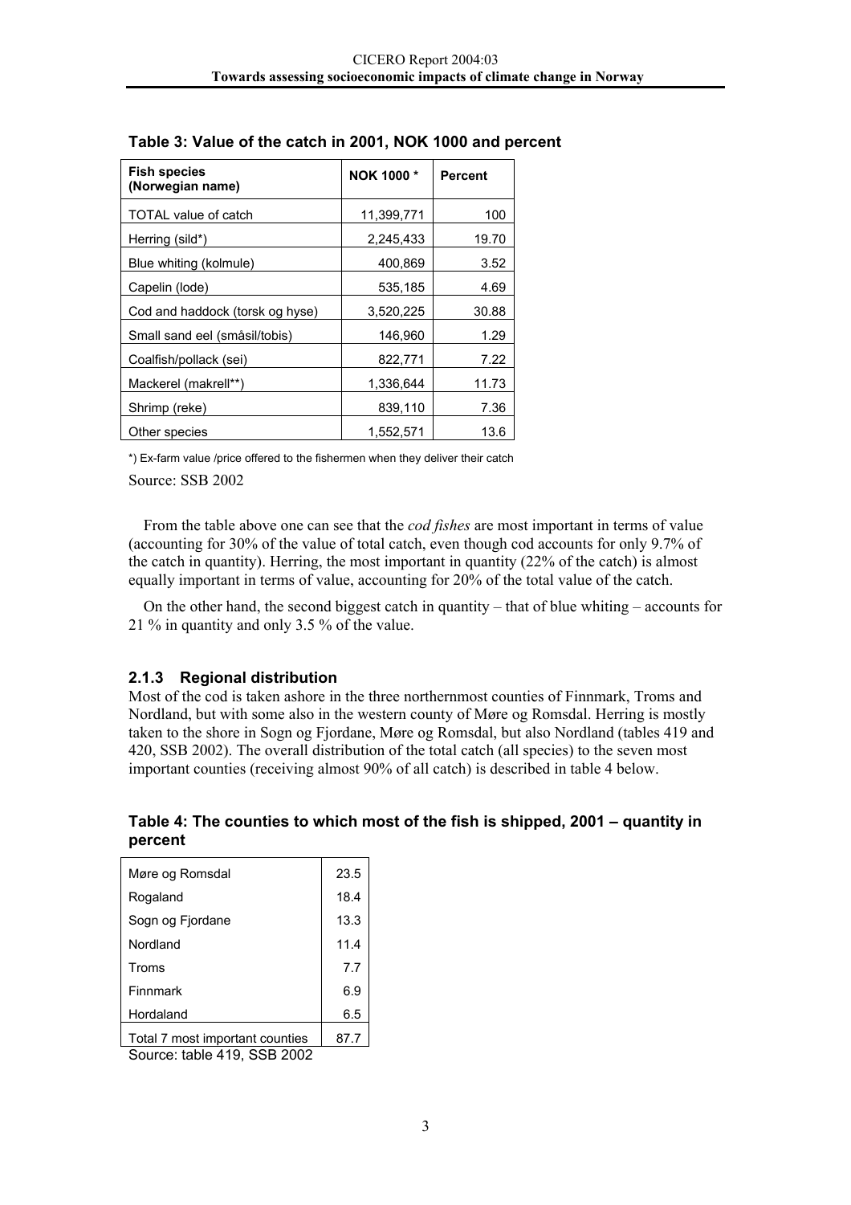**Table 3: Value of the catch in 2001, NOK 1000 and percent**

| Fish species (Norwegian name) | NOK 1000 * | Percent |
|---|---|---|
| TOTAL value of catch | 11,399,771 | 100 |
| Herring (sild*) | 2,245,433 | 19.70 |
| Blue whiting (kolmule) | 400,869 | 3.52 |
| Capelin (lode) | 535,185 | 4.69 |
| Cod and haddock (torsk og hyse) | 3,520,225 | 30.88 |
| Small sand eel (småsil/tobis) | 146,960 | 1.29 |
| Coalfish/pollack (sei) | 822,771 | 7.22 |
| Mackerel (makrell**) | 1,336,644 | 11.73 |
| Shrimp (reke) | 839,110 | 7.36 |
| Other species | 1,552,571 | 13.6 |

*) Ex-farm value /price offered to the fishermen when they deliver their catch

Source: SSB 2002

From the table above one can see that the *cod fishes* are most important in terms of value (accounting for 30% of the value of total catch, even though cod accounts for only 9.7% of the catch in quantity). Herring, the most important in quantity (22% of the catch) is almost equally important in terms of value, accounting for 20% of the total value of the catch.

On the other hand, the second biggest catch in quantity – that of blue whiting – accounts for 21 % in quantity and only 3.5 % of the value.

### 2.1.3 Regional distribution

Most of the cod is taken ashore in the three northernmost counties of Finnmark, Troms and Nordland, but with some also in the western county of Møre og Romsdal. Herring is mostly taken to the shore in Sogn og Fjordane, Møre og Romsdal, but also Nordland (tables 419 and 420, SSB 2002). The overall distribution of the total catch (all species) to the seven most important counties (receiving almost 90% of all catch) is described in table 4 below.

**Table 4: The counties to which most of the fish is shipped, 2001 – quantity in percent**

| County | Percent |
|---|---|
| Møre og Romsdal | 23.5 |
| Rogaland | 18.4 |
| Sogn og Fjordane | 13.3 |
| Nordland | 11.4 |
| Troms | 7.7 |
| Finnmark | 6.9 |
| Hordaland | 6.5 |
| Total 7 most important counties | 87.7 |

Source: table 419, SSB 2002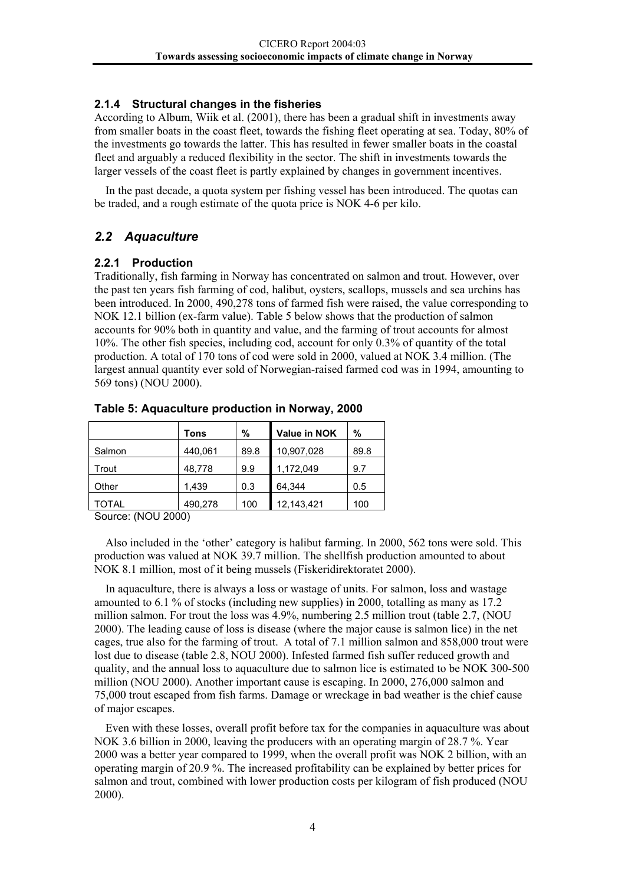### 2.1.4 Structural changes in the fisheries

According to Album, Wiik et al. (2001), there has been a gradual shift in investments away from smaller boats in the coast fleet, towards the fishing fleet operating at sea. Today, 80% of the investments go towards the latter. This has resulted in fewer smaller boats in the coastal fleet and arguably a reduced flexibility in the sector. The shift in investments towards the larger vessels of the coast fleet is partly explained by changes in government incentives.

In the past decade, a quota system per fishing vessel has been introduced. The quotas can be traded, and a rough estimate of the quota price is NOK 4-6 per kilo.

## *2.2 Aquaculture*

### 2.2.1 Production

Traditionally, fish farming in Norway has concentrated on salmon and trout. However, over the past ten years fish farming of cod, halibut, oysters, scallops, mussels and sea urchins has been introduced. In 2000, 490,278 tons of farmed fish were raised, the value corresponding to NOK 12.1 billion (ex-farm value). Table 5 below shows that the production of salmon accounts for 90% both in quantity and value, and the farming of trout accounts for almost 10%. The other fish species, including cod, account for only 0.3% of quantity of the total production. A total of 170 tons of cod were sold in 2000, valued at NOK 3.4 million. (The largest annual quantity ever sold of Norwegian-raised farmed cod was in 1994, amounting to 569 tons) (NOU 2000).

**Table 5: Aquaculture production in Norway, 2000**

| | Tons | % | Value in NOK | % |
|---|---|---|---|---|
| Salmon | 440,061 | 89.8 | 10,907,028 | 89.8 |
| Trout | 48,778 | 9.9 | 1,172,049 | 9.7 |
| Other | 1,439 | 0.3 | 64,344 | 0.5 |
| TOTAL | 490,278 | 100 | 12,143,421 | 100 |

Source: (NOU 2000)

Also included in the 'other' category is halibut farming. In 2000, 562 tons were sold. This production was valued at NOK 39.7 million. The shellfish production amounted to about NOK 8.1 million, most of it being mussels (Fiskeridirektoratet 2000).

In aquaculture, there is always a loss or wastage of units. For salmon, loss and wastage amounted to 6.1 % of stocks (including new supplies) in 2000, totalling as many as 17.2 million salmon. For trout the loss was 4.9%, numbering 2.5 million trout (table 2.7, (NOU 2000). The leading cause of loss is disease (where the major cause is salmon lice) in the net cages, true also for the farming of trout. A total of 7.1 million salmon and 858,000 trout were lost due to disease (table 2.8, NOU 2000). Infested farmed fish suffer reduced growth and quality, and the annual loss to aquaculture due to salmon lice is estimated to be NOK 300-500 million (NOU 2000). Another important cause is escaping. In 2000, 276,000 salmon and 75,000 trout escaped from fish farms. Damage or wreckage in bad weather is the chief cause of major escapes.

Even with these losses, overall profit before tax for the companies in aquaculture was about NOK 3.6 billion in 2000, leaving the producers with an operating margin of 28.7 %. Year 2000 was a better year compared to 1999, when the overall profit was NOK 2 billion, with an operating margin of 20.9 %. The increased profitability can be explained by better prices for salmon and trout, combined with lower production costs per kilogram of fish produced (NOU 2000).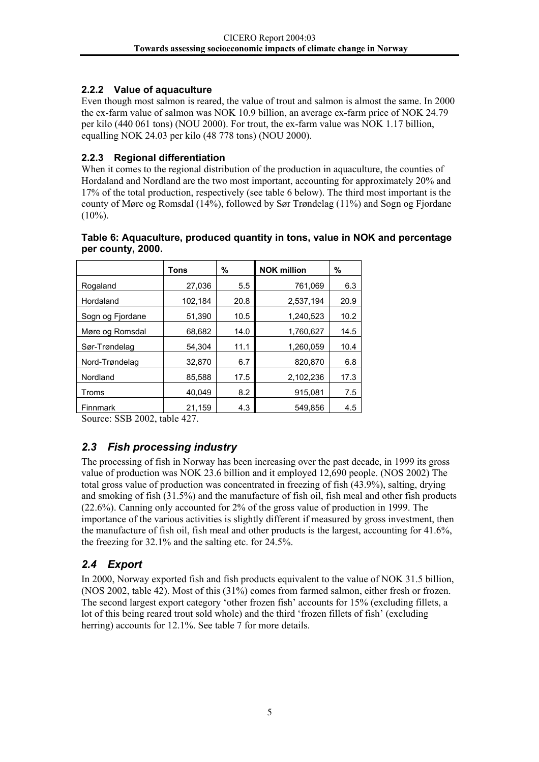### 2.2.2 Value of aquaculture

Even though most salmon is reared, the value of trout and salmon is almost the same. In 2000 the ex-farm value of salmon was NOK 10.9 billion, an average ex-farm price of NOK 24.79 per kilo (440 061 tons) (NOU 2000). For trout, the ex-farm value was NOK 1.17 billion, equalling NOK 24.03 per kilo (48 778 tons) (NOU 2000).

### 2.2.3 Regional differentiation

When it comes to the regional distribution of the production in aquaculture, the counties of Hordaland and Nordland are the two most important, accounting for approximately 20% and 17% of the total production, respectively (see table 6 below). The third most important is the county of Møre og Romsdal (14%), followed by Sør Trøndelag (11%) and Sogn og Fjordane (10%).

**Table 6: Aquaculture, produced quantity in tons, value in NOK and percentage per county, 2000.**

| | Tons | % | NOK million | % |
|---|---|---|---|---|
| Rogaland | 27,036 | 5.5 | 761,069 | 6.3 |
| Hordaland | 102,184 | 20.8 | 2,537,194 | 20.9 |
| Sogn og Fjordane | 51,390 | 10.5 | 1,240,523 | 10.2 |
| Møre og Romsdal | 68,682 | 14.0 | 1,760,627 | 14.5 |
| Sør-Trøndelag | 54,304 | 11.1 | 1,260,059 | 10.4 |
| Nord-Trøndelag | 32,870 | 6.7 | 820,870 | 6.8 |
| Nordland | 85,588 | 17.5 | 2,102,236 | 17.3 |
| Troms | 40,049 | 8.2 | 915,081 | 7.5 |
| Finnmark | 21,159 | 4.3 | 549,856 | 4.5 |

Source: SSB 2002, table 427.

## *2.3 Fish processing industry*

The processing of fish in Norway has been increasing over the past decade, in 1999 its gross value of production was NOK 23.6 billion and it employed 12,690 people. (NOS 2002) The total gross value of production was concentrated in freezing of fish (43.9%), salting, drying and smoking of fish (31.5%) and the manufacture of fish oil, fish meal and other fish products (22.6%). Canning only accounted for 2% of the gross value of production in 1999. The importance of the various activities is slightly different if measured by gross investment, then the manufacture of fish oil, fish meal and other products is the largest, accounting for 41.6%, the freezing for 32.1% and the salting etc. for 24.5%.

## *2.4 Export*

In 2000, Norway exported fish and fish products equivalent to the value of NOK 31.5 billion, (NOS 2002, table 42). Most of this (31%) comes from farmed salmon, either fresh or frozen. The second largest export category 'other frozen fish' accounts for 15% (excluding fillets, a lot of this being reared trout sold whole) and the third 'frozen fillets of fish' (excluding herring) accounts for 12.1%. See table 7 for more details.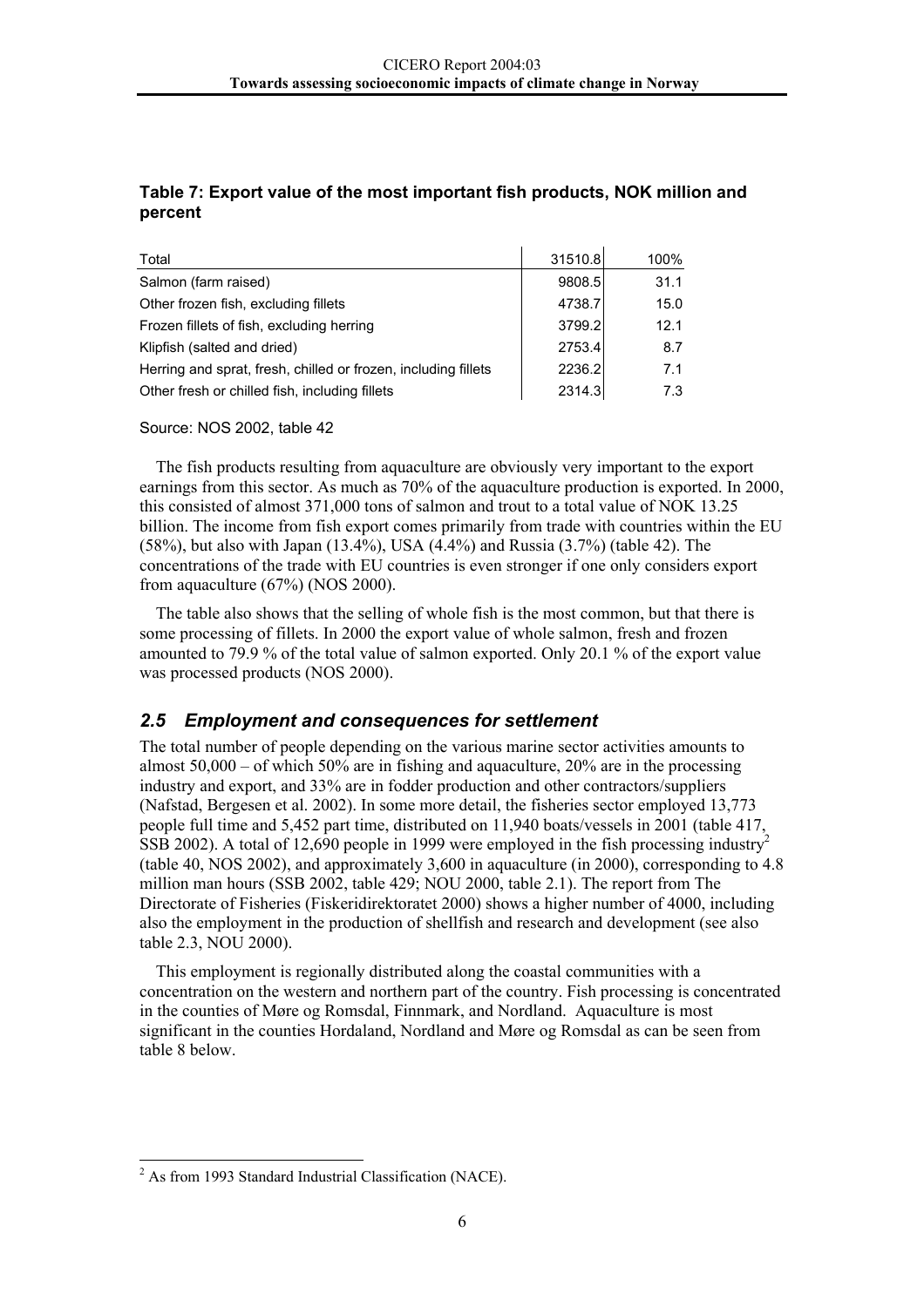**Table 7: Export value of the most important fish products, NOK million and percent**

| Total | 31510.8 | 100% |
|---|---|---|
| Salmon (farm raised) | 9808.5 | 31.1 |
| Other frozen fish, excluding fillets | 4738.7 | 15.0 |
| Frozen fillets of fish, excluding herring | 3799.2 | 12.1 |
| Klipfish (salted and dried) | 2753.4 | 8.7 |
| Herring and sprat, fresh, chilled or frozen, including fillets | 2236.2 | 7.1 |
| Other fresh or chilled fish, including fillets | 2314.3 | 7.3 |

Source: NOS 2002, table 42

The fish products resulting from aquaculture are obviously very important to the export earnings from this sector. As much as 70% of the aquaculture production is exported. In 2000, this consisted of almost 371,000 tons of salmon and trout to a total value of NOK 13.25 billion. The income from fish export comes primarily from trade with countries within the EU (58%), but also with Japan (13.4%), USA (4.4%) and Russia (3.7%) (table 42). The concentrations of the trade with EU countries is even stronger if one only considers export from aquaculture (67%) (NOS 2000).

The table also shows that the selling of whole fish is the most common, but that there is some processing of fillets. In 2000 the export value of whole salmon, fresh and frozen amounted to 79.9 % of the total value of salmon exported. Only 20.1 % of the export value was processed products (NOS 2000).

## *2.5 Employment and consequences for settlement*

The total number of people depending on the various marine sector activities amounts to almost 50,000 – of which 50% are in fishing and aquaculture, 20% are in the processing industry and export, and 33% are in fodder production and other contractors/suppliers (Nafstad, Bergesen et al. 2002). In some more detail, the fisheries sector employed 13,773 people full time and 5,452 part time, distributed on 11,940 boats/vessels in 2001 (table 417, SSB 2002). A total of 12,690 people in 1999 were employed in the fish processing industry[2] (table 40, NOS 2002), and approximately 3,600 in aquaculture (in 2000), corresponding to 4.8 million man hours (SSB 2002, table 429; NOU 2000, table 2.1). The report from The Directorate of Fisheries (Fiskeridirektoratet 2000) shows a higher number of 4000, including also the employment in the production of shellfish and research and development (see also table 2.3, NOU 2000).

This employment is regionally distributed along the coastal communities with a concentration on the western and northern part of the country. Fish processing is concentrated in the counties of Møre og Romsdal, Finnmark, and Nordland. Aquaculture is most significant in the counties Hordaland, Nordland and Møre og Romsdal as can be seen from table 8 below.

[2] As from 1993 Standard Industrial Classification (NACE).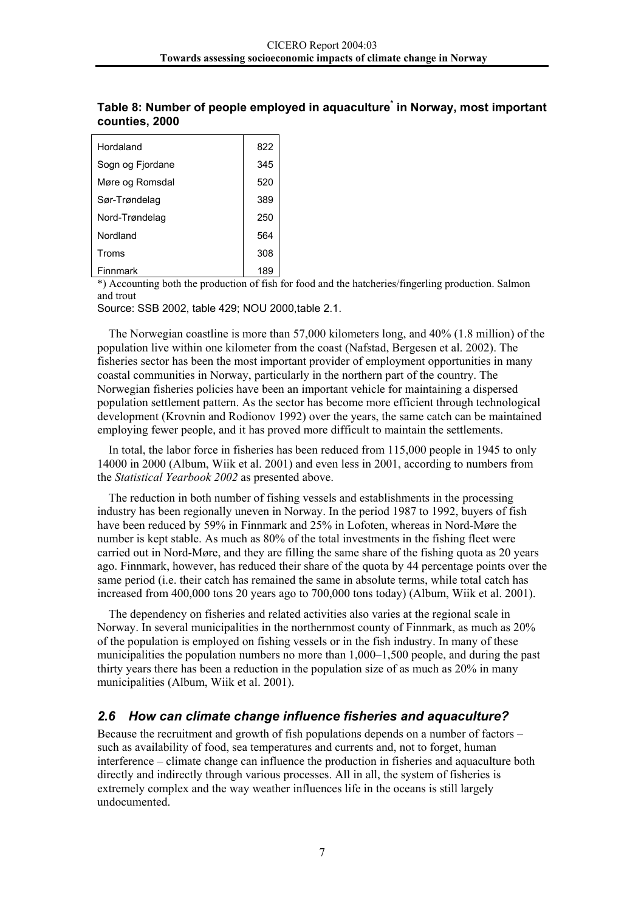**Table 8: Number of people employed in aquaculture\* in Norway, most important counties, 2000**

| County | Employed |
| --- | --- |
| Hordaland | 822 |
| Sogn og Fjordane | 345 |
| Møre og Romsdal | 520 |
| Sør-Trøndelag | 389 |
| Nord-Trøndelag | 250 |
| Nordland | 564 |
| Troms | 308 |
| Finnmark | 189 |

*) Accounting both the production of fish for food and the hatcheries/fingerling production. Salmon and trout

Source: SSB 2002, table 429; NOU 2000,table 2.1.

The Norwegian coastline is more than 57,000 kilometers long, and 40% (1.8 million) of the population live within one kilometer from the coast (Nafstad, Bergesen et al. 2002). The fisheries sector has been the most important provider of employment opportunities in many coastal communities in Norway, particularly in the northern part of the country. The Norwegian fisheries policies have been an important vehicle for maintaining a dispersed population settlement pattern. As the sector has become more efficient through technological development (Krovnin and Rodionov 1992) over the years, the same catch can be maintained employing fewer people, and it has proved more difficult to maintain the settlements.

In total, the labor force in fisheries has been reduced from 115,000 people in 1945 to only 14000 in 2000 (Album, Wiik et al. 2001) and even less in 2001, according to numbers from the *Statistical Yearbook 2002* as presented above.

The reduction in both number of fishing vessels and establishments in the processing industry has been regionally uneven in Norway. In the period 1987 to 1992, buyers of fish have been reduced by 59% in Finnmark and 25% in Lofoten, whereas in Nord-Møre the number is kept stable. As much as 80% of the total investments in the fishing fleet were carried out in Nord-Møre, and they are filling the same share of the fishing quota as 20 years ago. Finnmark, however, has reduced their share of the quota by 44 percentage points over the same period (i.e. their catch has remained the same in absolute terms, while total catch has increased from 400,000 tons 20 years ago to 700,000 tons today) (Album, Wiik et al. 2001).

The dependency on fisheries and related activities also varies at the regional scale in Norway. In several municipalities in the northernmost county of Finnmark, as much as 20% of the population is employed on fishing vessels or in the fish industry. In many of these municipalities the population numbers no more than 1,000–1,500 people, and during the past thirty years there has been a reduction in the population size of as much as 20% in many municipalities (Album, Wiik et al. 2001).

## *2.6 How can climate change influence fisheries and aquaculture?*

Because the recruitment and growth of fish populations depends on a number of factors – such as availability of food, sea temperatures and currents and, not to forget, human interference – climate change can influence the production in fisheries and aquaculture both directly and indirectly through various processes. All in all, the system of fisheries is extremely complex and the way weather influences life in the oceans is still largely undocumented.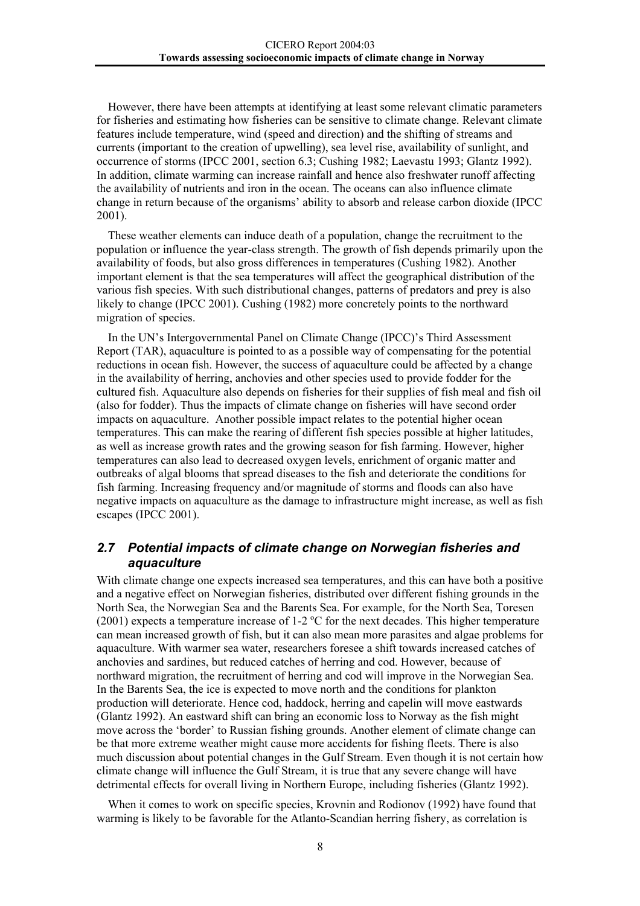However, there have been attempts at identifying at least some relevant climatic parameters for fisheries and estimating how fisheries can be sensitive to climate change. Relevant climate features include temperature, wind (speed and direction) and the shifting of streams and currents (important to the creation of upwelling), sea level rise, availability of sunlight, and occurrence of storms (IPCC 2001, section 6.3; Cushing 1982; Laevastu 1993; Glantz 1992). In addition, climate warming can increase rainfall and hence also freshwater runoff affecting the availability of nutrients and iron in the ocean. The oceans can also influence climate change in return because of the organisms' ability to absorb and release carbon dioxide (IPCC 2001).

These weather elements can induce death of a population, change the recruitment to the population or influence the year-class strength. The growth of fish depends primarily upon the availability of foods, but also gross differences in temperatures (Cushing 1982). Another important element is that the sea temperatures will affect the geographical distribution of the various fish species. With such distributional changes, patterns of predators and prey is also likely to change (IPCC 2001). Cushing (1982) more concretely points to the northward migration of species.

In the UN's Intergovernmental Panel on Climate Change (IPCC)'s Third Assessment Report (TAR), aquaculture is pointed to as a possible way of compensating for the potential reductions in ocean fish. However, the success of aquaculture could be affected by a change in the availability of herring, anchovies and other species used to provide fodder for the cultured fish. Aquaculture also depends on fisheries for their supplies of fish meal and fish oil (also for fodder). Thus the impacts of climate change on fisheries will have second order impacts on aquaculture. Another possible impact relates to the potential higher ocean temperatures. This can make the rearing of different fish species possible at higher latitudes, as well as increase growth rates and the growing season for fish farming. However, higher temperatures can also lead to decreased oxygen levels, enrichment of organic matter and outbreaks of algal blooms that spread diseases to the fish and deteriorate the conditions for fish farming. Increasing frequency and/or magnitude of storms and floods can also have negative impacts on aquaculture as the damage to infrastructure might increase, as well as fish escapes (IPCC 2001).

## *2.7 Potential impacts of climate change on Norwegian fisheries and aquaculture*

With climate change one expects increased sea temperatures, and this can have both a positive and a negative effect on Norwegian fisheries, distributed over different fishing grounds in the North Sea, the Norwegian Sea and the Barents Sea. For example, for the North Sea, Toresen (2001) expects a temperature increase of 1-2 ºC for the next decades. This higher temperature can mean increased growth of fish, but it can also mean more parasites and algae problems for aquaculture. With warmer sea water, researchers foresee a shift towards increased catches of anchovies and sardines, but reduced catches of herring and cod. However, because of northward migration, the recruitment of herring and cod will improve in the Norwegian Sea. In the Barents Sea, the ice is expected to move north and the conditions for plankton production will deteriorate. Hence cod, haddock, herring and capelin will move eastwards (Glantz 1992). An eastward shift can bring an economic loss to Norway as the fish might move across the 'border' to Russian fishing grounds. Another element of climate change can be that more extreme weather might cause more accidents for fishing fleets. There is also much discussion about potential changes in the Gulf Stream. Even though it is not certain how climate change will influence the Gulf Stream, it is true that any severe change will have detrimental effects for overall living in Northern Europe, including fisheries (Glantz 1992).

When it comes to work on specific species, Krovnin and Rodionov (1992) have found that warming is likely to be favorable for the Atlanto-Scandian herring fishery, as correlation is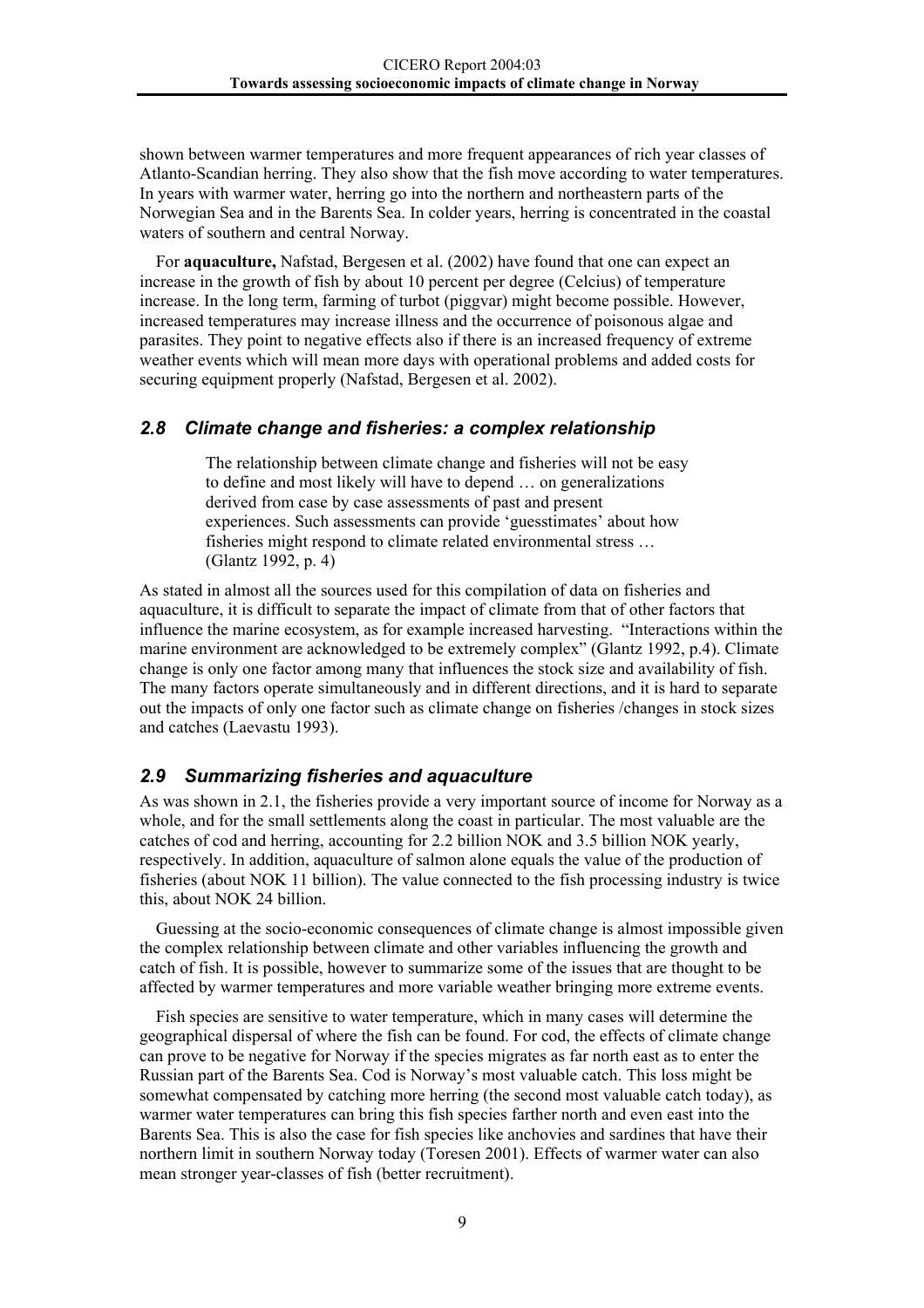shown between warmer temperatures and more frequent appearances of rich year classes of Atlanto-Scandian herring. They also show that the fish move according to water temperatures. In years with warmer water, herring go into the northern and northeastern parts of the Norwegian Sea and in the Barents Sea. In colder years, herring is concentrated in the coastal waters of southern and central Norway.

For **aquaculture,** Nafstad, Bergesen et al. (2002) have found that one can expect an increase in the growth of fish by about 10 percent per degree (Celcius) of temperature increase. In the long term, farming of turbot (piggvar) might become possible. However, increased temperatures may increase illness and the occurrence of poisonous algae and parasites. They point to negative effects also if there is an increased frequency of extreme weather events which will mean more days with operational problems and added costs for securing equipment properly (Nafstad, Bergesen et al. 2002).

## *2.8 Climate change and fisheries: a complex relationship*

> The relationship between climate change and fisheries will not be easy to define and most likely will have to depend … on generalizations derived from case by case assessments of past and present experiences. Such assessments can provide 'guesstimates' about how fisheries might respond to climate related environmental stress … (Glantz 1992, p. 4)

As stated in almost all the sources used for this compilation of data on fisheries and aquaculture, it is difficult to separate the impact of climate from that of other factors that influence the marine ecosystem, as for example increased harvesting. "Interactions within the marine environment are acknowledged to be extremely complex" (Glantz 1992, p.4). Climate change is only one factor among many that influences the stock size and availability of fish. The many factors operate simultaneously and in different directions, and it is hard to separate out the impacts of only one factor such as climate change on fisheries /changes in stock sizes and catches (Laevastu 1993).

## *2.9 Summarizing fisheries and aquaculture*

As was shown in 2.1, the fisheries provide a very important source of income for Norway as a whole, and for the small settlements along the coast in particular. The most valuable are the catches of cod and herring, accounting for 2.2 billion NOK and 3.5 billion NOK yearly, respectively. In addition, aquaculture of salmon alone equals the value of the production of fisheries (about NOK 11 billion). The value connected to the fish processing industry is twice this, about NOK 24 billion.

Guessing at the socio-economic consequences of climate change is almost impossible given the complex relationship between climate and other variables influencing the growth and catch of fish. It is possible, however to summarize some of the issues that are thought to be affected by warmer temperatures and more variable weather bringing more extreme events.

Fish species are sensitive to water temperature, which in many cases will determine the geographical dispersal of where the fish can be found. For cod, the effects of climate change can prove to be negative for Norway if the species migrates as far north east as to enter the Russian part of the Barents Sea. Cod is Norway's most valuable catch. This loss might be somewhat compensated by catching more herring (the second most valuable catch today), as warmer water temperatures can bring this fish species farther north and even east into the Barents Sea. This is also the case for fish species like anchovies and sardines that have their northern limit in southern Norway today (Toresen 2001). Effects of warmer water can also mean stronger year-classes of fish (better recruitment).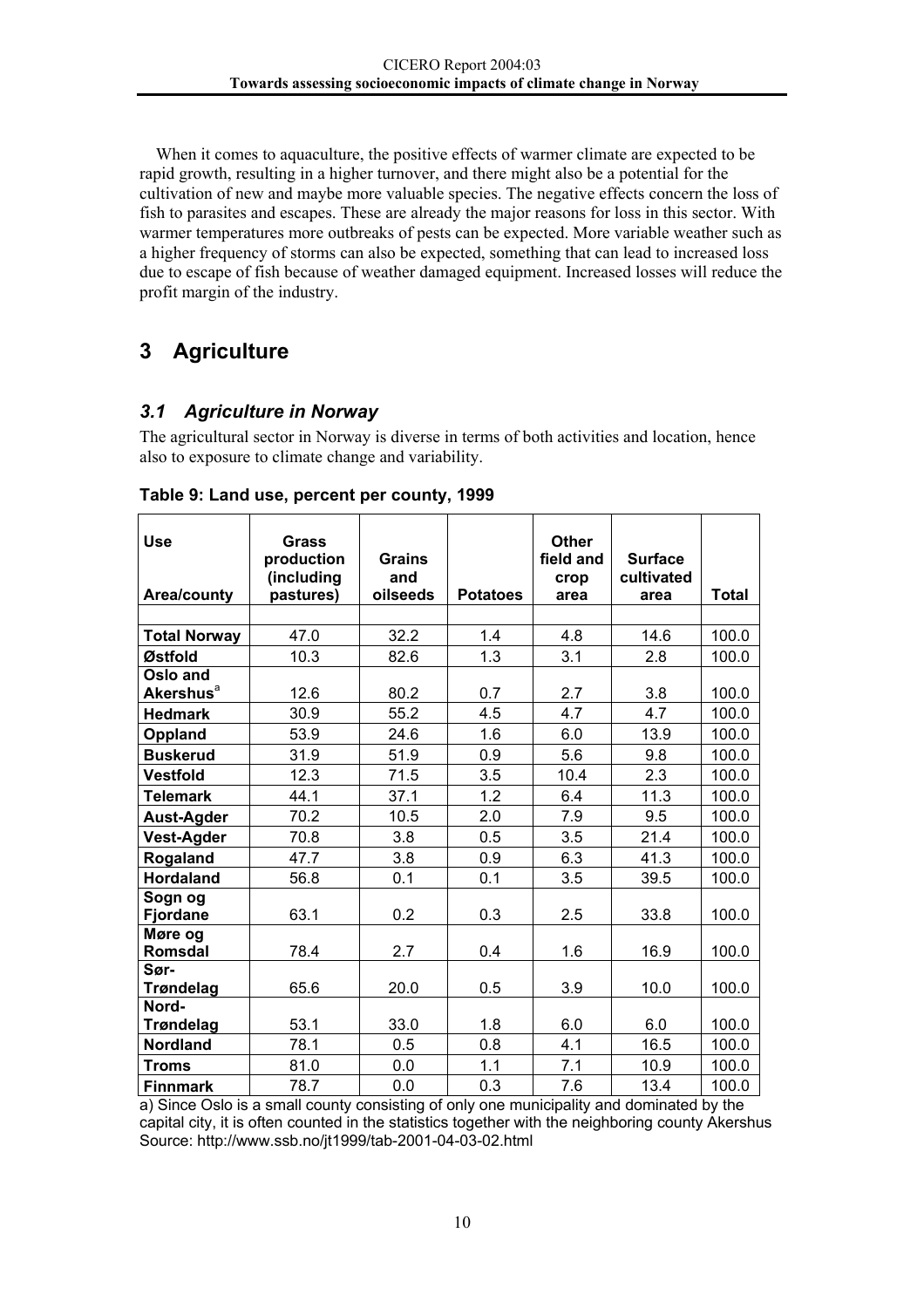When it comes to aquaculture, the positive effects of warmer climate are expected to be rapid growth, resulting in a higher turnover, and there might also be a potential for the cultivation of new and maybe more valuable species. The negative effects concern the loss of fish to parasites and escapes. These are already the major reasons for loss in this sector. With warmer temperatures more outbreaks of pests can be expected. More variable weather such as a higher frequency of storms can also be expected, something that can lead to increased loss due to escape of fish because of weather damaged equipment. Increased losses will reduce the profit margin of the industry.

# 3 Agriculture

## *3.1 Agriculture in Norway*

The agricultural sector in Norway is diverse in terms of both activities and location, hence also to exposure to climate change and variability.

**Table 9: Land use, percent per county, 1999**

| Use<br>Area/county | Grass production (including pastures) | Grains and oilseeds | Potatoes | Other field and crop area | Surface cultivated area | Total |
|---|---|---|---|---|---|---|
| **Total Norway** | 47.0 | 32.2 | 1.4 | 4.8 | 14.6 | 100.0 |
| **Østfold** | 10.3 | 82.6 | 1.3 | 3.1 | 2.8 | 100.0 |
| **Oslo and Akershus**[a] | 12.6 | 80.2 | 0.7 | 2.7 | 3.8 | 100.0 |
| **Hedmark** | 30.9 | 55.2 | 4.5 | 4.7 | 4.7 | 100.0 |
| **Oppland** | 53.9 | 24.6 | 1.6 | 6.0 | 13.9 | 100.0 |
| **Buskerud** | 31.9 | 51.9 | 0.9 | 5.6 | 9.8 | 100.0 |
| **Vestfold** | 12.3 | 71.5 | 3.5 | 10.4 | 2.3 | 100.0 |
| **Telemark** | 44.1 | 37.1 | 1.2 | 6.4 | 11.3 | 100.0 |
| **Aust-Agder** | 70.2 | 10.5 | 2.0 | 7.9 | 9.5 | 100.0 |
| **Vest-Agder** | 70.8 | 3.8 | 0.5 | 3.5 | 21.4 | 100.0 |
| **Rogaland** | 47.7 | 3.8 | 0.9 | 6.3 | 41.3 | 100.0 |
| **Hordaland** | 56.8 | 0.1 | 0.1 | 3.5 | 39.5 | 100.0 |
| **Sogn og Fjordane** | 63.1 | 0.2 | 0.3 | 2.5 | 33.8 | 100.0 |
| **Møre og Romsdal** | 78.4 | 2.7 | 0.4 | 1.6 | 16.9 | 100.0 |
| **Sør-Trøndelag** | 65.6 | 20.0 | 0.5 | 3.9 | 10.0 | 100.0 |
| **Nord-Trøndelag** | 53.1 | 33.0 | 1.8 | 6.0 | 6.0 | 100.0 |
| **Nordland** | 78.1 | 0.5 | 0.8 | 4.1 | 16.5 | 100.0 |
| **Troms** | 81.0 | 0.0 | 1.1 | 7.1 | 10.9 | 100.0 |
| **Finnmark** | 78.7 | 0.0 | 0.3 | 7.6 | 13.4 | 100.0 |

a) Since Oslo is a small county consisting of only one municipality and dominated by the capital city, it is often counted in the statistics together with the neighboring county Akershus
Source: http://www.ssb.no/jt1999/tab-2001-04-03-02.html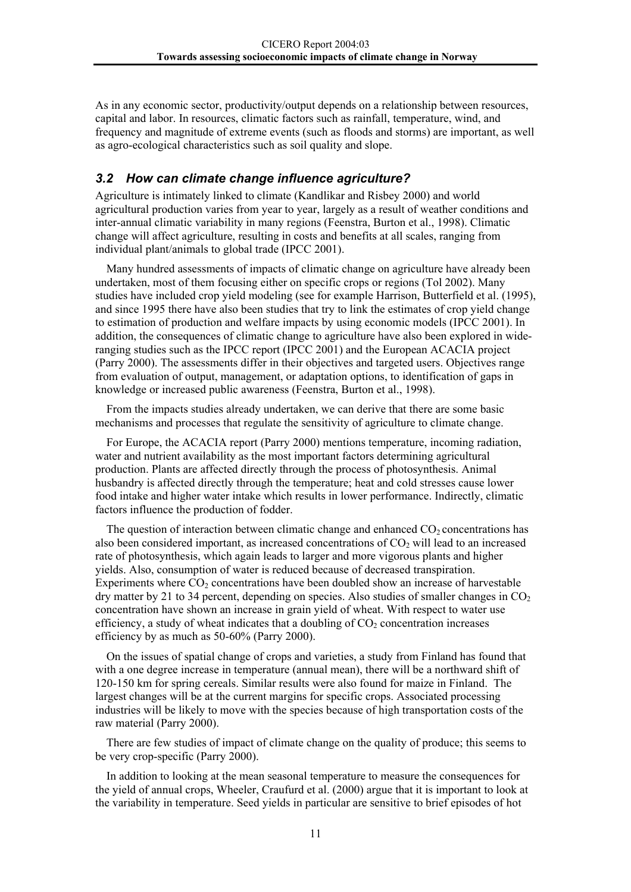As in any economic sector, productivity/output depends on a relationship between resources, capital and labor. In resources, climatic factors such as rainfall, temperature, wind, and frequency and magnitude of extreme events (such as floods and storms) are important, as well as agro-ecological characteristics such as soil quality and slope.

### *3.2 How can climate change influence agriculture?*

Agriculture is intimately linked to climate (Kandlikar and Risbey 2000) and world agricultural production varies from year to year, largely as a result of weather conditions and inter-annual climatic variability in many regions (Feenstra, Burton et al., 1998). Climatic change will affect agriculture, resulting in costs and benefits at all scales, ranging from individual plant/animals to global trade (IPCC 2001).

Many hundred assessments of impacts of climatic change on agriculture have already been undertaken, most of them focusing either on specific crops or regions (Tol 2002). Many studies have included crop yield modeling (see for example Harrison, Butterfield et al. (1995), and since 1995 there have also been studies that try to link the estimates of crop yield change to estimation of production and welfare impacts by using economic models (IPCC 2001). In addition, the consequences of climatic change to agriculture have also been explored in wide-ranging studies such as the IPCC report (IPCC 2001) and the European ACACIA project (Parry 2000). The assessments differ in their objectives and targeted users. Objectives range from evaluation of output, management, or adaptation options, to identification of gaps in knowledge or increased public awareness (Feenstra, Burton et al., 1998).

From the impacts studies already undertaken, we can derive that there are some basic mechanisms and processes that regulate the sensitivity of agriculture to climate change.

For Europe, the ACACIA report (Parry 2000) mentions temperature, incoming radiation, water and nutrient availability as the most important factors determining agricultural production. Plants are affected directly through the process of photosynthesis. Animal husbandry is affected directly through the temperature; heat and cold stresses cause lower food intake and higher water intake which results in lower performance. Indirectly, climatic factors influence the production of fodder.

The question of interaction between climatic change and enhanced $CO_2$ concentrations has also been considered important, as increased concentrations of $CO_2$ will lead to an increased rate of photosynthesis, which again leads to larger and more vigorous plants and higher yields. Also, consumption of water is reduced because of decreased transpiration. Experiments where $CO_2$ concentrations have been doubled show an increase of harvestable dry matter by 21 to 34 percent, depending on species. Also studies of smaller changes in $CO_2$ concentration have shown an increase in grain yield of wheat. With respect to water use efficiency, a study of wheat indicates that a doubling of $CO_2$ concentration increases efficiency by as much as 50-60% (Parry 2000).

On the issues of spatial change of crops and varieties, a study from Finland has found that with a one degree increase in temperature (annual mean), there will be a northward shift of 120-150 km for spring cereals. Similar results were also found for maize in Finland. The largest changes will be at the current margins for specific crops. Associated processing industries will be likely to move with the species because of high transportation costs of the raw material (Parry 2000).

There are few studies of impact of climate change on the quality of produce; this seems to be very crop-specific (Parry 2000).

In addition to looking at the mean seasonal temperature to measure the consequences for the yield of annual crops, Wheeler, Craufurd et al. (2000) argue that it is important to look at the variability in temperature. Seed yields in particular are sensitive to brief episodes of hot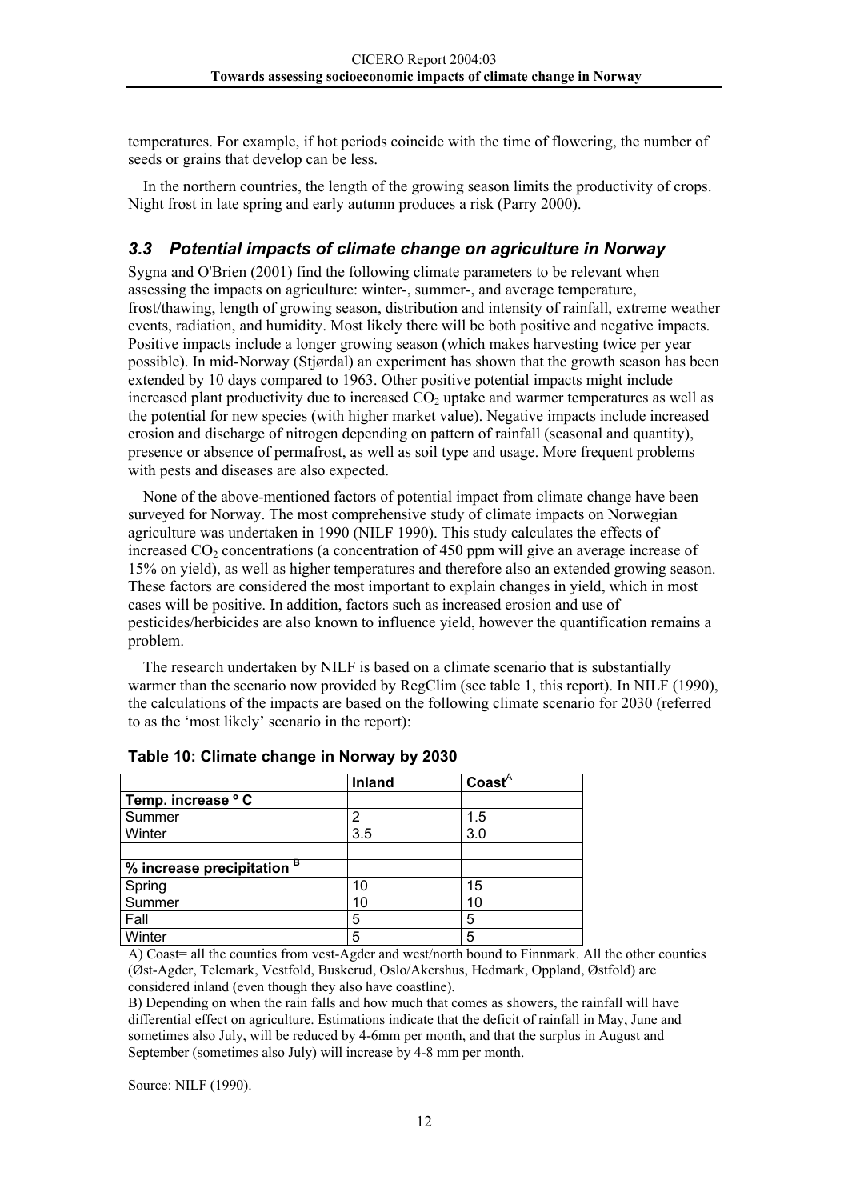temperatures. For example, if hot periods coincide with the time of flowering, the number of seeds or grains that develop can be less.

In the northern countries, the length of the growing season limits the productivity of crops. Night frost in late spring and early autumn produces a risk (Parry 2000).

## *3.3 Potential impacts of climate change on agriculture in Norway*

Sygna and O'Brien (2001) find the following climate parameters to be relevant when assessing the impacts on agriculture: winter-, summer-, and average temperature, frost/thawing, length of growing season, distribution and intensity of rainfall, extreme weather events, radiation, and humidity. Most likely there will be both positive and negative impacts. Positive impacts include a longer growing season (which makes harvesting twice per year possible). In mid-Norway (Stjørdal) an experiment has shown that the growth season has been extended by 10 days compared to 1963. Other positive potential impacts might include increased plant productivity due to increased $CO_2$ uptake and warmer temperatures as well as the potential for new species (with higher market value). Negative impacts include increased erosion and discharge of nitrogen depending on pattern of rainfall (seasonal and quantity), presence or absence of permafrost, as well as soil type and usage. More frequent problems with pests and diseases are also expected.

None of the above-mentioned factors of potential impact from climate change have been surveyed for Norway. The most comprehensive study of climate impacts on Norwegian agriculture was undertaken in 1990 (NILF 1990). This study calculates the effects of increased $CO_2$ concentrations (a concentration of 450 ppm will give an average increase of 15% on yield), as well as higher temperatures and therefore also an extended growing season. These factors are considered the most important to explain changes in yield, which in most cases will be positive. In addition, factors such as increased erosion and use of pesticides/herbicides are also known to influence yield, however the quantification remains a problem.

The research undertaken by NILF is based on a climate scenario that is substantially warmer than the scenario now provided by RegClim (see table 1, this report). In NILF (1990), the calculations of the impacts are based on the following climate scenario for 2030 (referred to as the 'most likely' scenario in the report):

**Table 10: Climate change in Norway by 2030**

| | **Inland** | **Coast**[A] |
|---|---|---|
| **Temp. increase ° C** | | |
| Summer | 2 | 1.5 |
| Winter | 3.5 | 3.0 |
| | | |
| **% increase precipitation** [B] | | |
| Spring | 10 | 15 |
| Summer | 10 | 10 |
| Fall | 5 | 5 |
| Winter | 5 | 5 |

A) Coast= all the counties from vest-Agder and west/north bound to Finnmark. All the other counties (Øst-Agder, Telemark, Vestfold, Buskerud, Oslo/Akershus, Hedmark, Oppland, Østfold) are considered inland (even though they also have coastline).

B) Depending on when the rain falls and how much that comes as showers, the rainfall will have differential effect on agriculture. Estimations indicate that the deficit of rainfall in May, June and sometimes also July, will be reduced by 4-6mm per month, and that the surplus in August and September (sometimes also July) will increase by 4-8 mm per month.

Source: NILF (1990).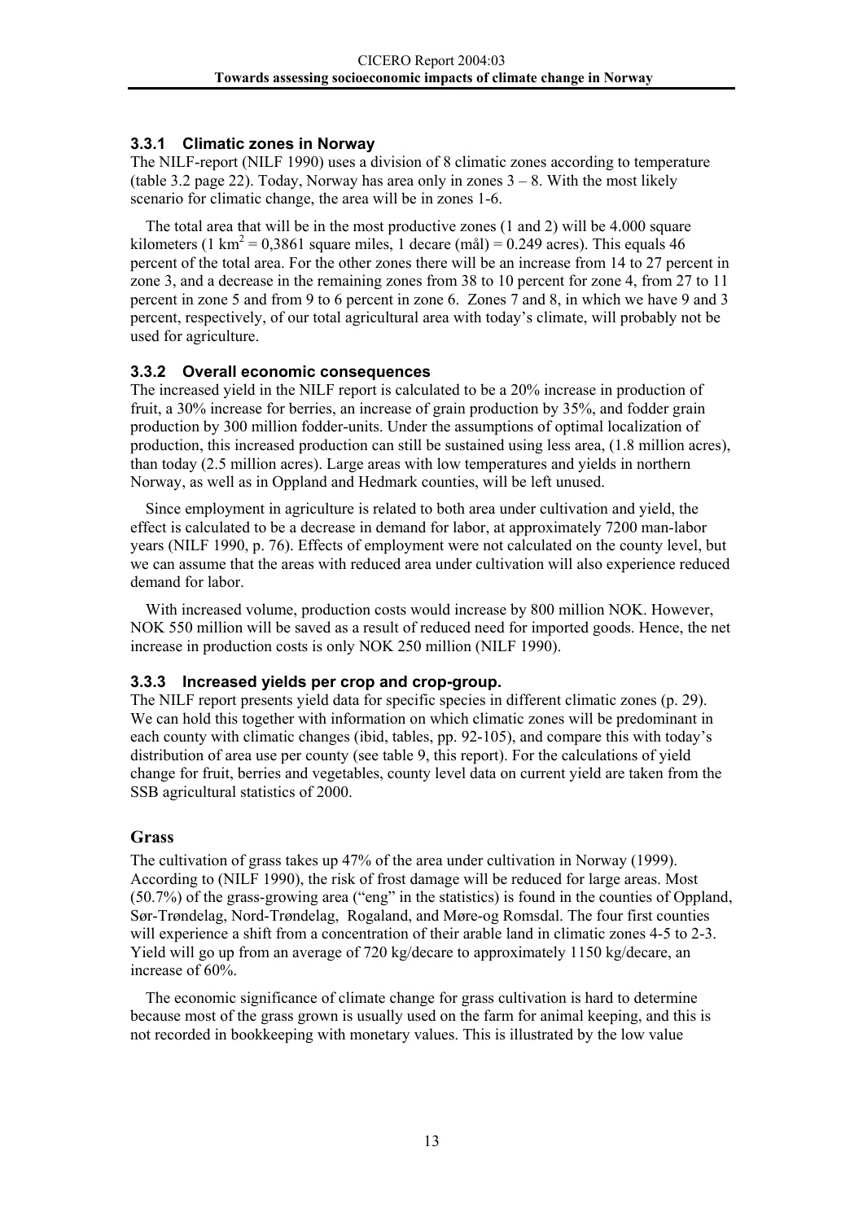### 3.3.1 Climatic zones in Norway

The NILF-report (NILF 1990) uses a division of 8 climatic zones according to temperature (table 3.2 page 22). Today, Norway has area only in zones 3 – 8. With the most likely scenario for climatic change, the area will be in zones 1-6.

The total area that will be in the most productive zones (1 and 2) will be 4.000 square kilometers (1 km$^2$ = 0,3861 square miles, 1 decare (mål) = 0.249 acres). This equals 46 percent of the total area. For the other zones there will be an increase from 14 to 27 percent in zone 3, and a decrease in the remaining zones from 38 to 10 percent for zone 4, from 27 to 11 percent in zone 5 and from 9 to 6 percent in zone 6. Zones 7 and 8, in which we have 9 and 3 percent, respectively, of our total agricultural area with today's climate, will probably not be used for agriculture.

### 3.3.2 Overall economic consequences

The increased yield in the NILF report is calculated to be a 20% increase in production of fruit, a 30% increase for berries, an increase of grain production by 35%, and fodder grain production by 300 million fodder-units. Under the assumptions of optimal localization of production, this increased production can still be sustained using less area, (1.8 million acres), than today (2.5 million acres). Large areas with low temperatures and yields in northern Norway, as well as in Oppland and Hedmark counties, will be left unused.

Since employment in agriculture is related to both area under cultivation and yield, the effect is calculated to be a decrease in demand for labor, at approximately 7200 man-labor years (NILF 1990, p. 76). Effects of employment were not calculated on the county level, but we can assume that the areas with reduced area under cultivation will also experience reduced demand for labor.

With increased volume, production costs would increase by 800 million NOK. However, NOK 550 million will be saved as a result of reduced need for imported goods. Hence, the net increase in production costs is only NOK 250 million (NILF 1990).

### 3.3.3 Increased yields per crop and crop-group.

The NILF report presents yield data for specific species in different climatic zones (p. 29). We can hold this together with information on which climatic zones will be predominant in each county with climatic changes (ibid, tables, pp. 92-105), and compare this with today's distribution of area use per county (see table 9, this report). For the calculations of yield change for fruit, berries and vegetables, county level data on current yield are taken from the SSB agricultural statistics of 2000.

#### Grass

The cultivation of grass takes up 47% of the area under cultivation in Norway (1999). According to (NILF 1990), the risk of frost damage will be reduced for large areas. Most (50.7%) of the grass-growing area ("eng" in the statistics) is found in the counties of Oppland, Sør-Trøndelag, Nord-Trøndelag, Rogaland, and Møre-og Romsdal. The four first counties will experience a shift from a concentration of their arable land in climatic zones 4-5 to 2-3. Yield will go up from an average of 720 kg/decare to approximately 1150 kg/decare, an increase of 60%.

The economic significance of climate change for grass cultivation is hard to determine because most of the grass grown is usually used on the farm for animal keeping, and this is not recorded in bookkeeping with monetary values. This is illustrated by the low value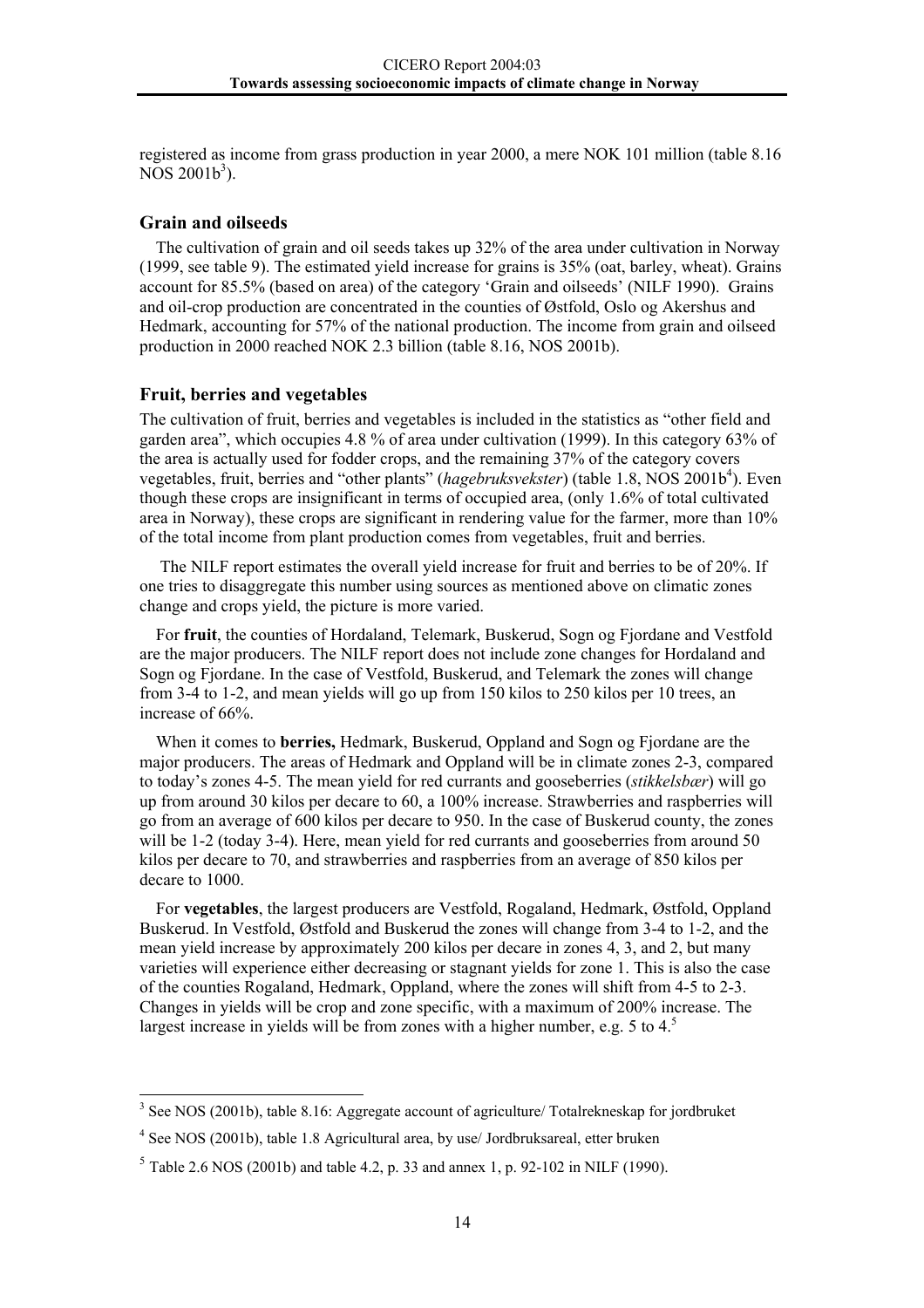registered as income from grass production in year 2000, a mere NOK 101 million (table 8.16 NOS 2001b[3]).

## Grain and oilseeds

The cultivation of grain and oil seeds takes up 32% of the area under cultivation in Norway (1999, see table 9). The estimated yield increase for grains is 35% (oat, barley, wheat). Grains account for 85.5% (based on area) of the category 'Grain and oilseeds' (NILF 1990). Grains and oil-crop production are concentrated in the counties of Østfold, Oslo og Akershus and Hedmark, accounting for 57% of the national production. The income from grain and oilseed production in 2000 reached NOK 2.3 billion (table 8.16, NOS 2001b).

## Fruit, berries and vegetables

The cultivation of fruit, berries and vegetables is included in the statistics as "other field and garden area", which occupies 4.8 % of area under cultivation (1999). In this category 63% of the area is actually used for fodder crops, and the remaining 37% of the category covers vegetables, fruit, berries and "other plants" (*hagebruksvekster*) (table 1.8, NOS 2001b[4]). Even though these crops are insignificant in terms of occupied area, (only 1.6% of total cultivated area in Norway), these crops are significant in rendering value for the farmer, more than 10% of the total income from plant production comes from vegetables, fruit and berries.

The NILF report estimates the overall yield increase for fruit and berries to be of 20%. If one tries to disaggregate this number using sources as mentioned above on climatic zones change and crops yield, the picture is more varied.

For **fruit**, the counties of Hordaland, Telemark, Buskerud, Sogn og Fjordane and Vestfold are the major producers. The NILF report does not include zone changes for Hordaland and Sogn og Fjordane. In the case of Vestfold, Buskerud, and Telemark the zones will change from 3-4 to 1-2, and mean yields will go up from 150 kilos to 250 kilos per 10 trees, an increase of 66%.

When it comes to **berries,** Hedmark, Buskerud, Oppland and Sogn og Fjordane are the major producers. The areas of Hedmark and Oppland will be in climate zones 2-3, compared to today's zones 4-5. The mean yield for red currants and gooseberries (*stikkelsbær*) will go up from around 30 kilos per decare to 60, a 100% increase. Strawberries and raspberries will go from an average of 600 kilos per decare to 950. In the case of Buskerud county, the zones will be 1-2 (today 3-4). Here, mean yield for red currants and gooseberries from around 50 kilos per decare to 70, and strawberries and raspberries from an average of 850 kilos per decare to 1000.

For **vegetables**, the largest producers are Vestfold, Rogaland, Hedmark, Østfold, Oppland Buskerud. In Vestfold, Østfold and Buskerud the zones will change from 3-4 to 1-2, and the mean yield increase by approximately 200 kilos per decare in zones 4, 3, and 2, but many varieties will experience either decreasing or stagnant yields for zone 1. This is also the case of the counties Rogaland, Hedmark, Oppland, where the zones will shift from 4-5 to 2-3. Changes in yields will be crop and zone specific, with a maximum of 200% increase. The largest increase in yields will be from zones with a higher number, e.g. 5 to 4.[5]

---

[3] See NOS (2001b), table 8.16: Aggregate account of agriculture/ Totalrekneskap for jordbruket

[4] See NOS (2001b), table 1.8 Agricultural area, by use/ Jordbruksareal, etter bruken

[5] Table 2.6 NOS (2001b) and table 4.2, p. 33 and annex 1, p. 92-102 in NILF (1990).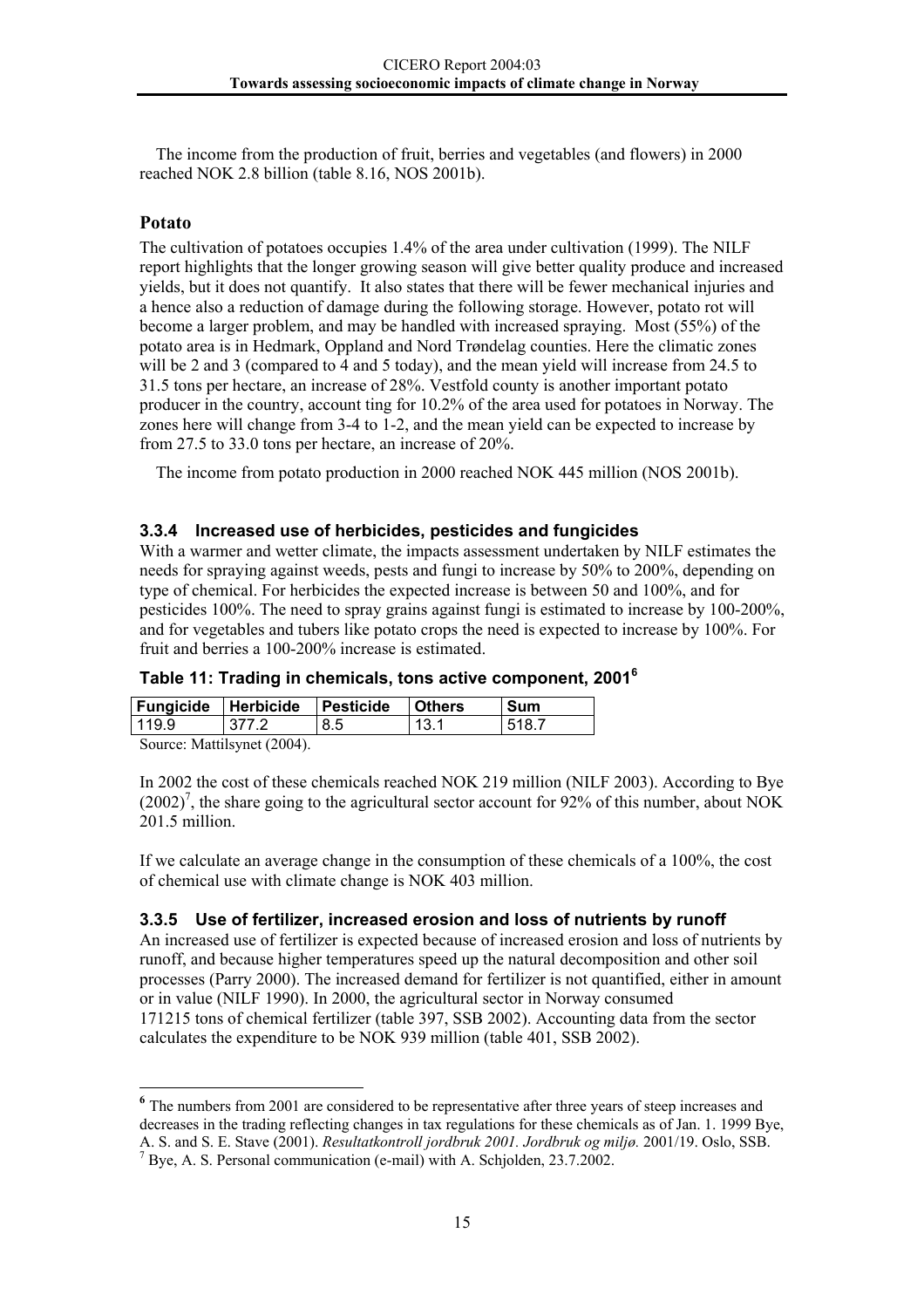The income from the production of fruit, berries and vegetables (and flowers) in 2000 reached NOK 2.8 billion (table 8.16, NOS 2001b).

### Potato

The cultivation of potatoes occupies 1.4% of the area under cultivation (1999). The NILF report highlights that the longer growing season will give better quality produce and increased yields, but it does not quantify. It also states that there will be fewer mechanical injuries and a hence also a reduction of damage during the following storage. However, potato rot will become a larger problem, and may be handled with increased spraying. Most (55%) of the potato area is in Hedmark, Oppland and Nord Trøndelag counties. Here the climatic zones will be 2 and 3 (compared to 4 and 5 today), and the mean yield will increase from 24.5 to 31.5 tons per hectare, an increase of 28%. Vestfold county is another important potato producer in the country, account ting for 10.2% of the area used for potatoes in Norway. The zones here will change from 3-4 to 1-2, and the mean yield can be expected to increase by from 27.5 to 33.0 tons per hectare, an increase of 20%.

The income from potato production in 2000 reached NOK 445 million (NOS 2001b).

### 3.3.4 Increased use of herbicides, pesticides and fungicides

With a warmer and wetter climate, the impacts assessment undertaken by NILF estimates the needs for spraying against weeds, pests and fungi to increase by 50% to 200%, depending on type of chemical. For herbicides the expected increase is between 50 and 100%, and for pesticides 100%. The need to spray grains against fungi is estimated to increase by 100-200%, and for vegetables and tubers like potato crops the need is expected to increase by 100%. For fruit and berries a 100-200% increase is estimated.

**Table 11: Trading in chemicals, tons active component, 2001[6]**

| Fungicide | Herbicide | Pesticide | Others | Sum |
|---|---|---|---|---|
| 119.9 | 377.2 | 8.5 | 13.1 | 518.7 |

Source: Mattilsynet (2004).

In 2002 the cost of these chemicals reached NOK 219 million (NILF 2003). According to Bye (2002)[7], the share going to the agricultural sector account for 92% of this number, about NOK 201.5 million.

If we calculate an average change in the consumption of these chemicals of a 100%, the cost of chemical use with climate change is NOK 403 million.

### 3.3.5 Use of fertilizer, increased erosion and loss of nutrients by runoff

An increased use of fertilizer is expected because of increased erosion and loss of nutrients by runoff, and because higher temperatures speed up the natural decomposition and other soil processes (Parry 2000). The increased demand for fertilizer is not quantified, either in amount or in value (NILF 1990). In 2000, the agricultural sector in Norway consumed 171215 tons of chemical fertilizer (table 397, SSB 2002). Accounting data from the sector calculates the expenditure to be NOK 939 million (table 401, SSB 2002).

---

[6] The numbers from 2001 are considered to be representative after three years of steep increases and decreases in the trading reflecting changes in tax regulations for these chemicals as of Jan. 1. 1999 Bye, A. S. and S. E. Stave (2001). *Resultatkontroll jordbruk 2001. Jordbruk og miljø.* 2001/19. Oslo, SSB.

[7] Bye, A. S. Personal communication (e-mail) with A. Schjolden, 23.7.2002.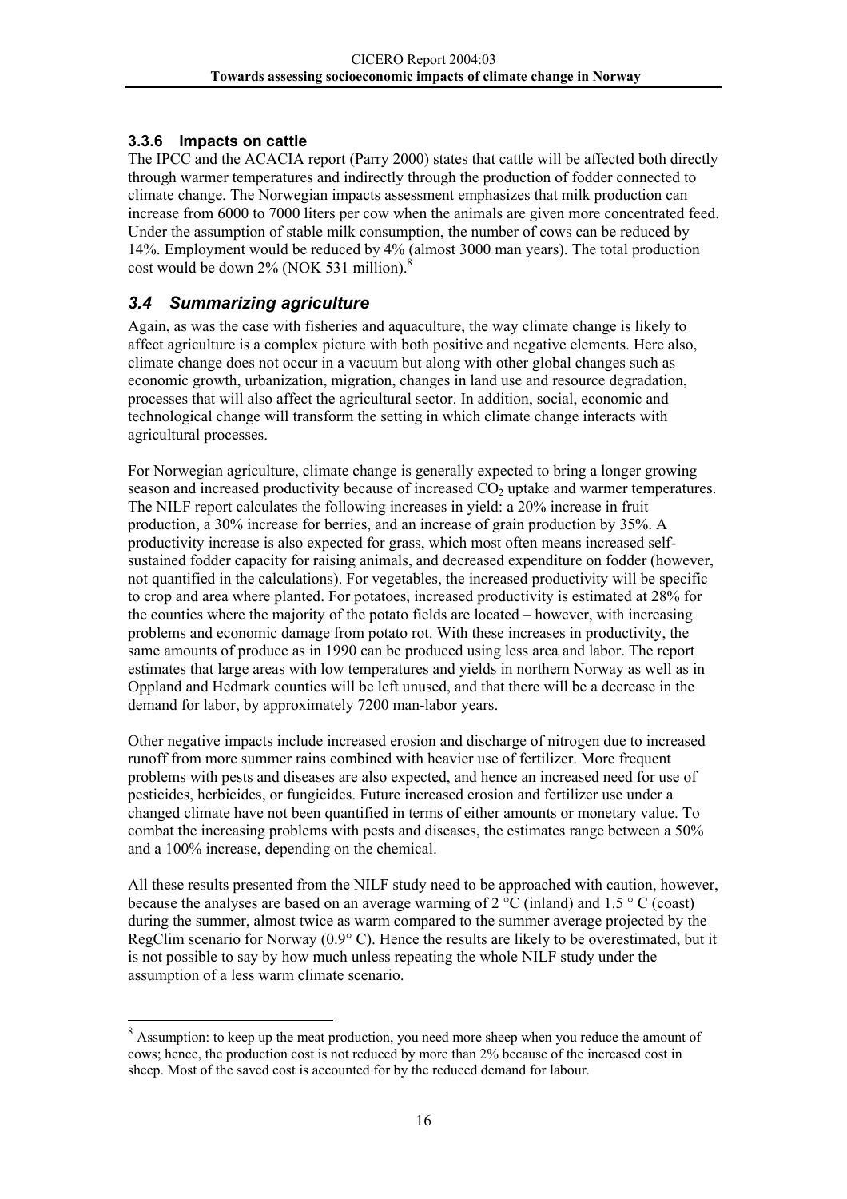### 3.3.6 Impacts on cattle

The IPCC and the ACACIA report (Parry 2000) states that cattle will be affected both directly through warmer temperatures and indirectly through the production of fodder connected to climate change. The Norwegian impacts assessment emphasizes that milk production can increase from 6000 to 7000 liters per cow when the animals are given more concentrated feed. Under the assumption of stable milk consumption, the number of cows can be reduced by 14%. Employment would be reduced by 4% (almost 3000 man years). The total production cost would be down 2% (NOK 531 million).[8]

## *3.4 Summarizing agriculture*

Again, as was the case with fisheries and aquaculture, the way climate change is likely to affect agriculture is a complex picture with both positive and negative elements. Here also, climate change does not occur in a vacuum but along with other global changes such as economic growth, urbanization, migration, changes in land use and resource degradation, processes that will also affect the agricultural sector. In addition, social, economic and technological change will transform the setting in which climate change interacts with agricultural processes.

For Norwegian agriculture, climate change is generally expected to bring a longer growing season and increased productivity because of increased $CO_2$ uptake and warmer temperatures. The NILF report calculates the following increases in yield: a 20% increase in fruit production, a 30% increase for berries, and an increase of grain production by 35%. A productivity increase is also expected for grass, which most often means increased self-sustained fodder capacity for raising animals, and decreased expenditure on fodder (however, not quantified in the calculations). For vegetables, the increased productivity will be specific to crop and area where planted. For potatoes, increased productivity is estimated at 28% for the counties where the majority of the potato fields are located – however, with increasing problems and economic damage from potato rot. With these increases in productivity, the same amounts of produce as in 1990 can be produced using less area and labor. The report estimates that large areas with low temperatures and yields in northern Norway as well as in Oppland and Hedmark counties will be left unused, and that there will be a decrease in the demand for labor, by approximately 7200 man-labor years.

Other negative impacts include increased erosion and discharge of nitrogen due to increased runoff from more summer rains combined with heavier use of fertilizer. More frequent problems with pests and diseases are also expected, and hence an increased need for use of pesticides, herbicides, or fungicides. Future increased erosion and fertilizer use under a changed climate have not been quantified in terms of either amounts or monetary value. To combat the increasing problems with pests and diseases, the estimates range between a 50% and a 100% increase, depending on the chemical.

All these results presented from the NILF study need to be approached with caution, however, because the analyses are based on an average warming of 2 °C (inland) and 1.5 ° C (coast) during the summer, almost twice as warm compared to the summer average projected by the RegClim scenario for Norway (0.9° C). Hence the results are likely to be overestimated, but it is not possible to say by how much unless repeating the whole NILF study under the assumption of a less warm climate scenario.

---

[8] Assumption: to keep up the meat production, you need more sheep when you reduce the amount of cows; hence, the production cost is not reduced by more than 2% because of the increased cost in sheep. Most of the saved cost is accounted for by the reduced demand for labour.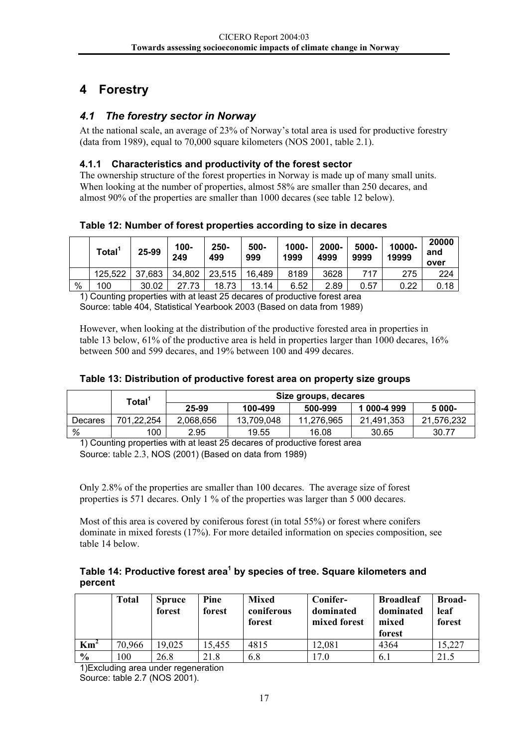# 4 Forestry

## 4.1 The forestry sector in Norway

At the national scale, an average of 23% of Norway's total area is used for productive forestry (data from 1989), equal to 70,000 square kilometers (NOS 2001, table 2.1).

### 4.1.1 Characteristics and productivity of the forest sector

The ownership structure of the forest properties in Norway is made up of many small units. When looking at the number of properties, almost 58% are smaller than 250 decares, and almost 90% of the properties are smaller than 1000 decares (see table 12 below).

**Table 12: Number of forest properties according to size in decares**

| | Total[1] | 25-99 | 100-249 | 250-499 | 500-999 | 1000-1999 | 2000-4999 | 5000-9999 | 10000-19999 | 20000 and over |
|---|---|---|---|---|---|---|---|---|---|---|
| | 125,522 | 37,683 | 34,802 | 23,515 | 16,489 | 8189 | 3628 | 717 | 275 | 224 |
| % | 100 | 30.02 | 27.73 | 18.73 | 13.14 | 6.52 | 2.89 | 0.57 | 0.22 | 0.18 |

1) Counting properties with at least 25 decares of productive forest area
Source: table 404, Statistical Yearbook 2003 (Based on data from 1989)

However, when looking at the distribution of the productive forested area in properties in table 13 below, 61% of the productive area is held in properties larger than 1000 decares, 16% between 500 and 599 decares, and 19% between 100 and 499 decares.

**Table 13: Distribution of productive forest area on property size groups**

| | Total[1] | Size groups, decares | | | | |
|---|---|---|---|---|---|---|
| | | 25-99 | 100-499 | 500-999 | 1 000-4 999 | 5 000- |
| Decares | 701,22,254 | 2,068,656 | 13,709,048 | 11,276,965 | 21,491,353 | 21,576,232 |
| % | 100 | 2.95 | 19.55 | 16.08 | 30.65 | 30.77 |

1) Counting properties with at least 25 decares of productive forest area
Source: table 2.3, NOS (2001) (Based on data from 1989)

Only 2.8% of the properties are smaller than 100 decares. The average size of forest properties is 571 decares. Only 1 % of the properties was larger than 5 000 decares.

Most of this area is covered by coniferous forest (in total 55%) or forest where conifers dominate in mixed forests (17%). For more detailed information on species composition, see table 14 below.

**Table 14: Productive forest area[1] by species of tree. Square kilometers and percent**

| | Total | Spruce forest | Pine forest | Mixed coniferous forest | Conifer-dominated mixed forest | Broadleaf dominated mixed forest | Broad-leaf forest |
|---|---|---|---|---|---|---|---|
| **Km$^2$** | 70,966 | 19,025 | 15,455 | 4815 | 12,081 | 4364 | 15,227 |
| **%** | 100 | 26.8 | 21.8 | 6.8 | 17.0 | 6.1 | 21.5 |

1)Excluding area under regeneration
Source: table 2.7 (NOS 2001).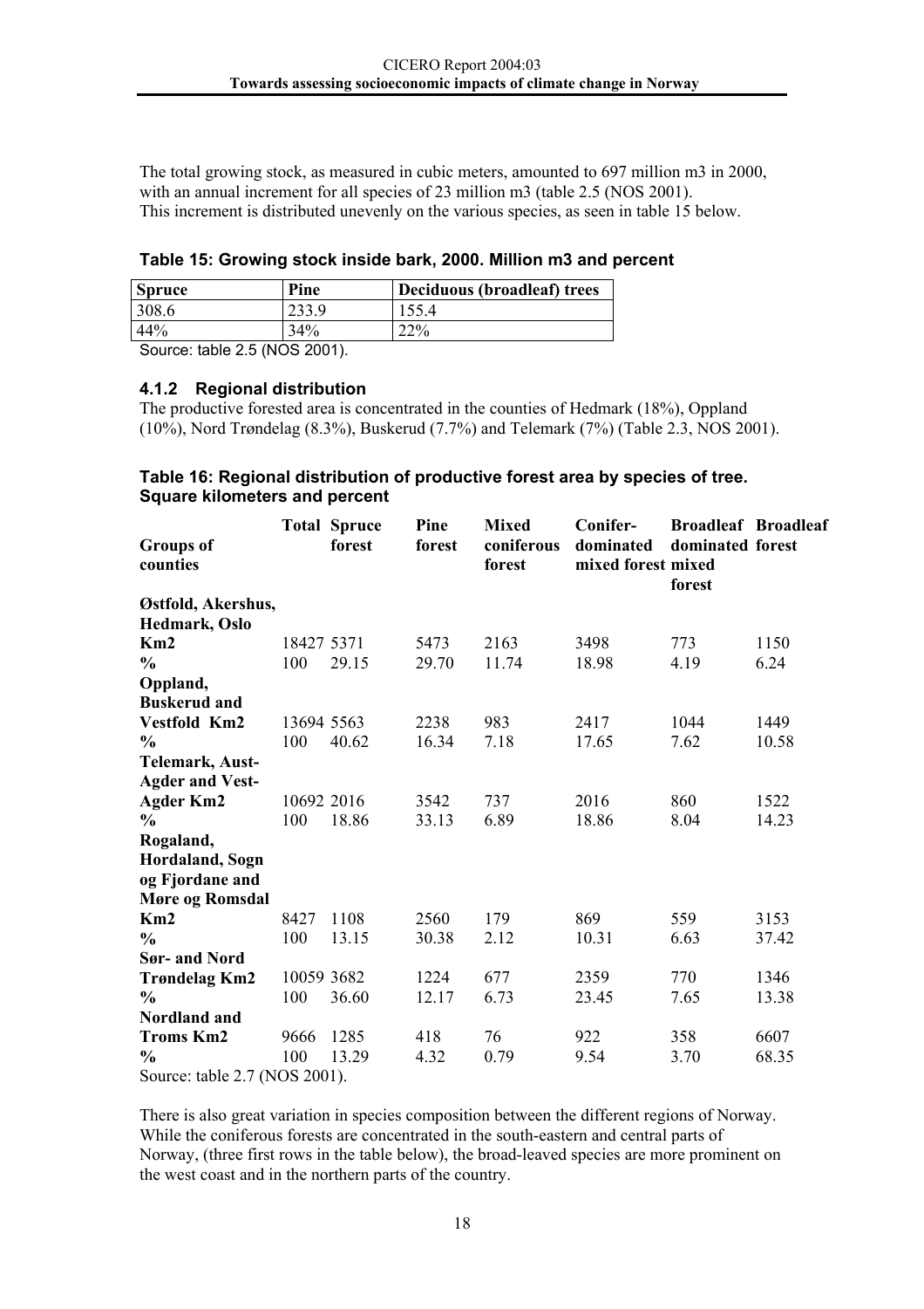The total growing stock, as measured in cubic meters, amounted to 697 million m3 in 2000, with an annual increment for all species of 23 million m3 (table 2.5 (NOS 2001). This increment is distributed unevenly on the various species, as seen in table 15 below.

**Table 15: Growing stock inside bark, 2000. Million m3 and percent**

| Spruce | Pine | Deciduous (broadleaf) trees |
|---|---|---|
| 308.6 | 233.9 | 155.4 |
| 44% | 34% | 22% |

Source: table 2.5 (NOS 2001).

### 4.1.2 Regional distribution

The productive forested area is concentrated in the counties of Hedmark (18%), Oppland (10%), Nord Trøndelag (8.3%), Buskerud (7.7%) and Telemark (7%) (Table 2.3, NOS 2001).

**Table 16: Regional distribution of productive forest area by species of tree. Square kilometers and percent**

| Groups of counties | Total | Spruce forest | Pine forest | Mixed coniferous forest | Conifer-dominated mixed forest | Broadleaf dominated mixed forest | Broadleaf forest |
|---|---|---|---|---|---|---|---|
| **Østfold, Akershus, Hedmark, Oslo Km2** | 18427 | 5371 | 5473 | 2163 | 3498 | 773 | 1150 |
| **%** | 100 | 29.15 | 29.70 | 11.74 | 18.98 | 4.19 | 6.24 |
| **Oppland, Buskerud and Vestfold Km2** | 13694 | 5563 | 2238 | 983 | 2417 | 1044 | 1449 |
| **%** | 100 | 40.62 | 16.34 | 7.18 | 17.65 | 7.62 | 10.58 |
| **Telemark, Aust-Agder and Vest-Agder Km2** | 10692 | 2016 | 3542 | 737 | 2016 | 860 | 1522 |
| **%** | 100 | 18.86 | 33.13 | 6.89 | 18.86 | 8.04 | 14.23 |
| **Rogaland, Hordaland, Sogn og Fjordane and Møre og Romsdal Km2** | 8427 | 1108 | 2560 | 179 | 869 | 559 | 3153 |
| **%** | 100 | 13.15 | 30.38 | 2.12 | 10.31 | 6.63 | 37.42 |
| **Sør- and Nord Trøndelag Km2** | 10059 | 3682 | 1224 | 677 | 2359 | 770 | 1346 |
| **%** | 100 | 36.60 | 12.17 | 6.73 | 23.45 | 7.65 | 13.38 |
| **Nordland and Troms Km2** | 9666 | 1285 | 418 | 76 | 922 | 358 | 6607 |
| **%** | 100 | 13.29 | 4.32 | 0.79 | 9.54 | 3.70 | 68.35 |

Source: table 2.7 (NOS 2001).

There is also great variation in species composition between the different regions of Norway. While the coniferous forests are concentrated in the south-eastern and central parts of Norway, (three first rows in the table below), the broad-leaved species are more prominent on the west coast and in the northern parts of the country.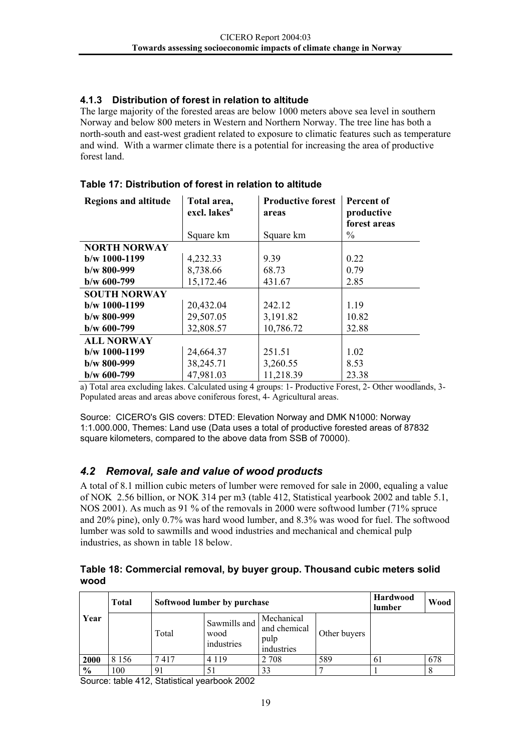### 4.1.3 Distribution of forest in relation to altitude

The large majority of the forested areas are below 1000 meters above sea level in southern Norway and below 800 meters in Western and Northern Norway. The tree line has both a north-south and east-west gradient related to exposure to climatic features such as temperature and wind. With a warmer climate there is a potential for increasing the area of productive forest land.

**Table 17: Distribution of forest in relation to altitude**

| Regions and altitude | Total area, excl. lakes[a] | Productive forest areas | Percent of productive forest areas |
|---|---|---|---|
| | Square km | Square km | % |
| **NORTH NORWAY** | | | |
| **b/w 1000-1199** | 4,232.33 | 9.39 | 0.22 |
| **b/w 800-999** | 8,738.66 | 68.73 | 0.79 |
| **b/w 600-799** | 15,172.46 | 431.67 | 2.85 |
| **SOUTH NORWAY** | | | |
| **b/w 1000-1199** | 20,432.04 | 242.12 | 1.19 |
| **b/w 800-999** | 29,507.05 | 3,191.82 | 10.82 |
| **b/w 600-799** | 32,808.57 | 10,786.72 | 32.88 |
| **ALL NORWAY** | | | |
| **b/w 1000-1199** | 24,664.37 | 251.51 | 1.02 |
| **b/w 800-999** | 38,245.71 | 3,260.55 | 8.53 |
| **b/w 600-799** | 47,981.03 | 11,218.39 | 23.38 |

a) Total area excluding lakes. Calculated using 4 groups: 1- Productive Forest, 2- Other woodlands, 3- Populated areas and areas above coniferous forest, 4- Agricultural areas.

Source: CICERO's GIS covers: DTED: Elevation Norway and DMK N1000: Norway 1:1.000.000, Themes: Land use (Data uses a total of productive forested areas of 87832 square kilometers, compared to the above data from SSB of 70000).

## *4.2 Removal, sale and value of wood products*

A total of 8.1 million cubic meters of lumber were removed for sale in 2000, equaling a value of NOK 2.56 billion, or NOK 314 per m3 (table 412, Statistical yearbook 2002 and table 5.1, NOS 2001). As much as 91 % of the removals in 2000 were softwood lumber (71% spruce and 20% pine), only 0.7% was hard wood lumber, and 8.3% was wood for fuel. The softwood lumber was sold to sawmills and wood industries and mechanical and chemical pulp industries, as shown in table 18 below.

**Table 18: Commercial removal, by buyer group. Thousand cubic meters solid wood**

| Year | Total | Softwood lumber by purchase | | | | Hardwood lumber | Wood |
|---|---|---|---|---|---|---|---|
| | | Total | Sawmills and wood industries | Mechanical and chemical pulp industries | Other buyers | | |
| **2000** | 8 156 | 7 417 | 4 119 | 2 708 | 589 | 61 | 678 |
| **%** | 100 | 91 | 51 | 33 | 7 | 1 | 8 |

Source: table 412, Statistical yearbook 2002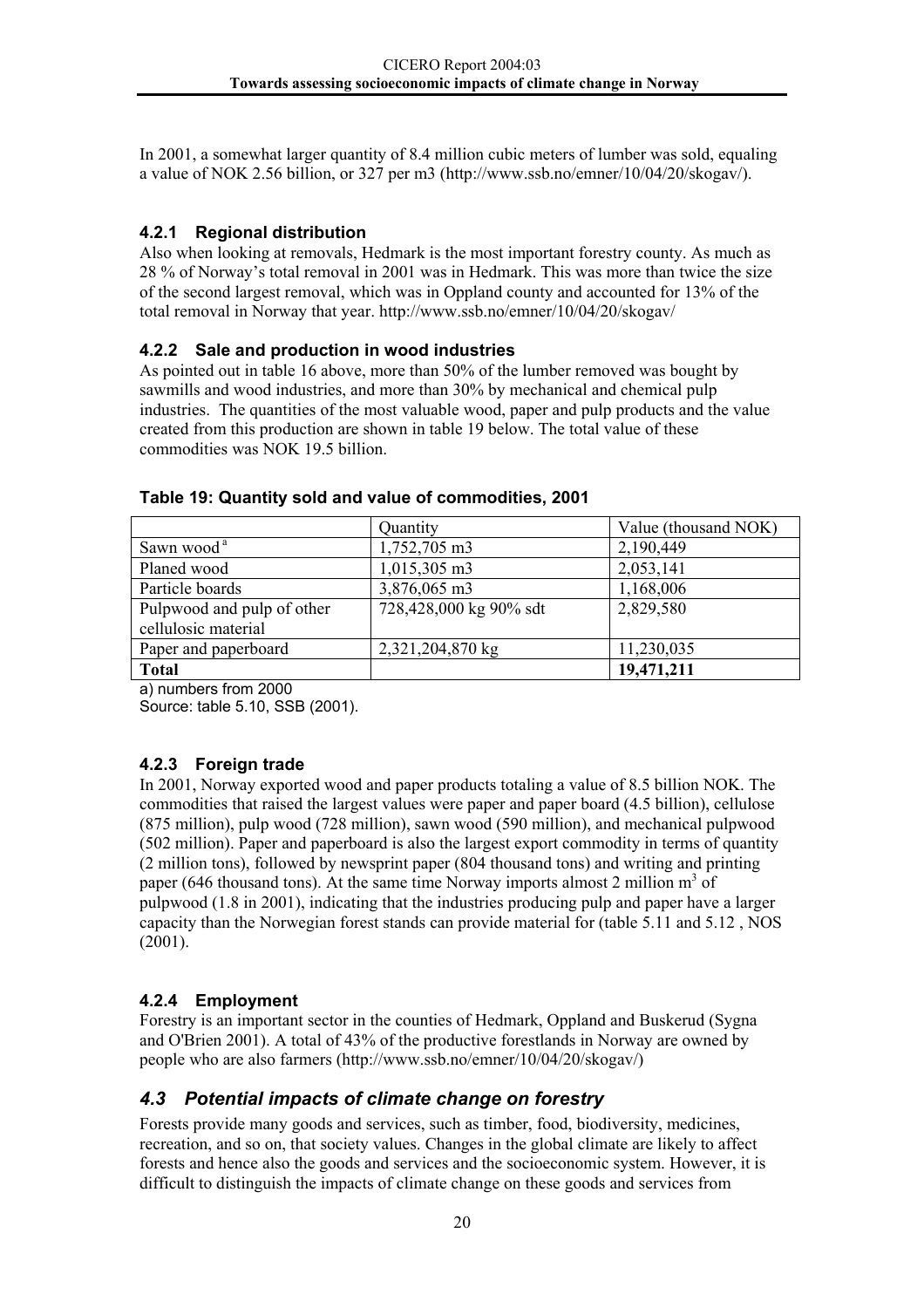In 2001, a somewhat larger quantity of 8.4 million cubic meters of lumber was sold, equaling a value of NOK 2.56 billion, or 327 per m3 (http://www.ssb.no/emner/10/04/20/skogav/).

### 4.2.1 Regional distribution

Also when looking at removals, Hedmark is the most important forestry county. As much as 28 % of Norway's total removal in 2001 was in Hedmark. This was more than twice the size of the second largest removal, which was in Oppland county and accounted for 13% of the total removal in Norway that year. http://www.ssb.no/emner/10/04/20/skogav/

### 4.2.2 Sale and production in wood industries

As pointed out in table 16 above, more than 50% of the lumber removed was bought by sawmills and wood industries, and more than 30% by mechanical and chemical pulp industries. The quantities of the most valuable wood, paper and pulp products and the value created from this production are shown in table 19 below. The total value of these commodities was NOK 19.5 billion.

**Table 19: Quantity sold and value of commodities, 2001**

| | Quantity | Value (thousand NOK) |
|---|---|---|
| Sawn wood [a] | 1,752,705 m3 | 2,190,449 |
| Planed wood | 1,015,305 m3 | 2,053,141 |
| Particle boards | 3,876,065 m3 | 1,168,006 |
| Pulpwood and pulp of other cellulosic material | 728,428,000 kg 90% sdt | 2,829,580 |
| Paper and paperboard | 2,321,204,870 kg | 11,230,035 |
| **Total** | | **19,471,211** |

a) numbers from 2000

Source: table 5.10, SSB (2001).

### 4.2.3 Foreign trade

In 2001, Norway exported wood and paper products totaling a value of 8.5 billion NOK. The commodities that raised the largest values were paper and paper board (4.5 billion), cellulose (875 million), pulp wood (728 million), sawn wood (590 million), and mechanical pulpwood (502 million). Paper and paperboard is also the largest export commodity in terms of quantity (2 million tons), followed by newsprint paper (804 thousand tons) and writing and printing paper (646 thousand tons). At the same time Norway imports almost 2 million $m^3$ of pulpwood (1.8 in 2001), indicating that the industries producing pulp and paper have a larger capacity than the Norwegian forest stands can provide material for (table 5.11 and 5.12 , NOS (2001).

### 4.2.4 Employment

Forestry is an important sector in the counties of Hedmark, Oppland and Buskerud (Sygna and O'Brien 2001). A total of 43% of the productive forestlands in Norway are owned by people who are also farmers (http://www.ssb.no/emner/10/04/20/skogav/)

## *4.3 Potential impacts of climate change on forestry*

Forests provide many goods and services, such as timber, food, biodiversity, medicines, recreation, and so on, that society values. Changes in the global climate are likely to affect forests and hence also the goods and services and the socioeconomic system. However, it is difficult to distinguish the impacts of climate change on these goods and services from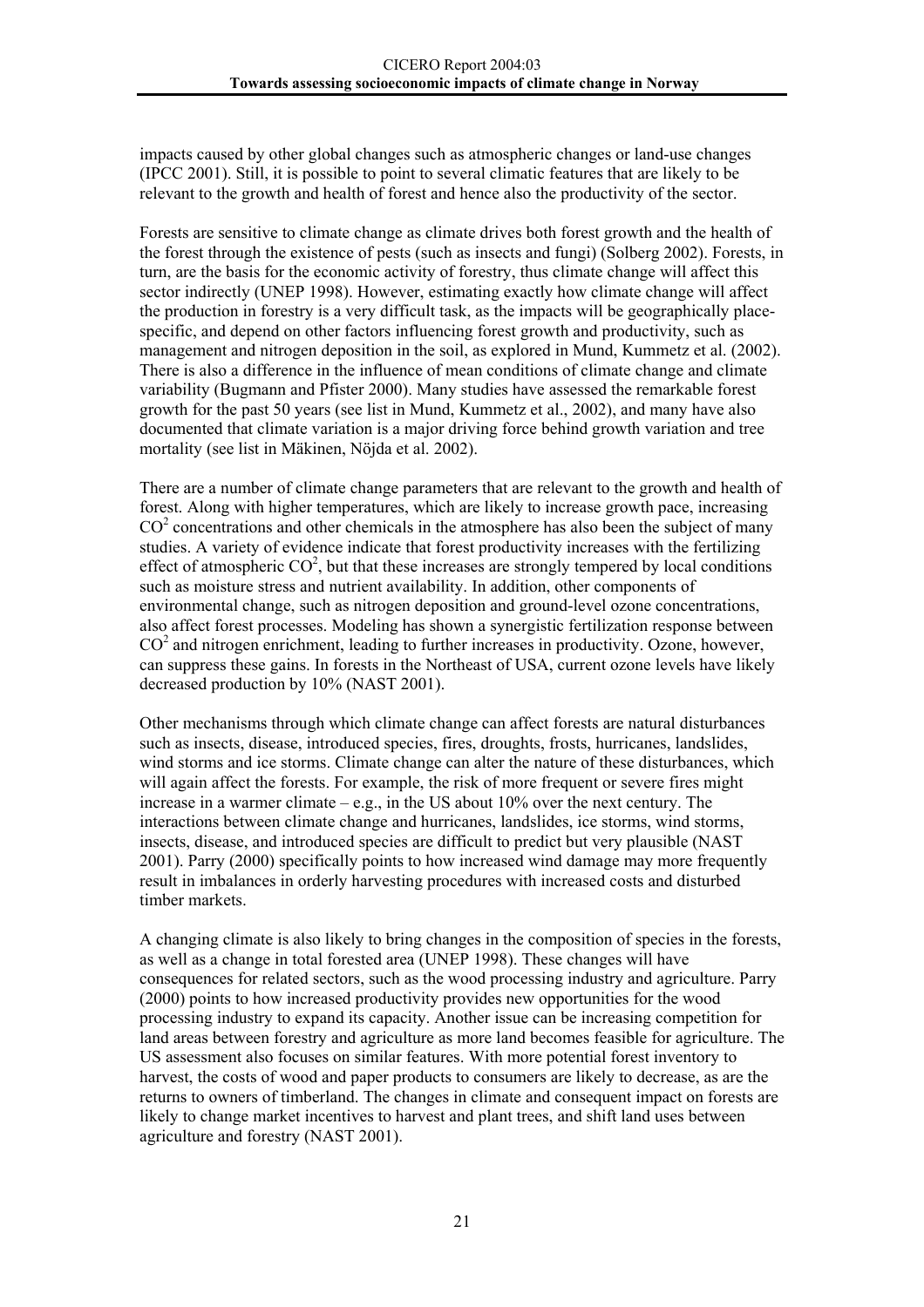impacts caused by other global changes such as atmospheric changes or land-use changes (IPCC 2001). Still, it is possible to point to several climatic features that are likely to be relevant to the growth and health of forest and hence also the productivity of the sector.

Forests are sensitive to climate change as climate drives both forest growth and the health of the forest through the existence of pests (such as insects and fungi) (Solberg 2002). Forests, in turn, are the basis for the economic activity of forestry, thus climate change will affect this sector indirectly (UNEP 1998). However, estimating exactly how climate change will affect the production in forestry is a very difficult task, as the impacts will be geographically place-specific, and depend on other factors influencing forest growth and productivity, such as management and nitrogen deposition in the soil, as explored in Mund, Kummetz et al. (2002). There is also a difference in the influence of mean conditions of climate change and climate variability (Bugmann and Pfister 2000). Many studies have assessed the remarkable forest growth for the past 50 years (see list in Mund, Kummetz et al., 2002), and many have also documented that climate variation is a major driving force behind growth variation and tree mortality (see list in Mäkinen, Nöjda et al. 2002).

There are a number of climate change parameters that are relevant to the growth and health of forest. Along with higher temperatures, which are likely to increase growth pace, increasing $CO^2$ concentrations and other chemicals in the atmosphere has also been the subject of many studies. A variety of evidence indicate that forest productivity increases with the fertilizing effect of atmospheric $CO^2$, but that these increases are strongly tempered by local conditions such as moisture stress and nutrient availability. In addition, other components of environmental change, such as nitrogen deposition and ground-level ozone concentrations, also affect forest processes. Modeling has shown a synergistic fertilization response between $CO^2$ and nitrogen enrichment, leading to further increases in productivity. Ozone, however, can suppress these gains. In forests in the Northeast of USA, current ozone levels have likely decreased production by 10% (NAST 2001).

Other mechanisms through which climate change can affect forests are natural disturbances such as insects, disease, introduced species, fires, droughts, frosts, hurricanes, landslides, wind storms and ice storms. Climate change can alter the nature of these disturbances, which will again affect the forests. For example, the risk of more frequent or severe fires might increase in a warmer climate – e.g., in the US about 10% over the next century. The interactions between climate change and hurricanes, landslides, ice storms, wind storms, insects, disease, and introduced species are difficult to predict but very plausible (NAST 2001). Parry (2000) specifically points to how increased wind damage may more frequently result in imbalances in orderly harvesting procedures with increased costs and disturbed timber markets.

A changing climate is also likely to bring changes in the composition of species in the forests, as well as a change in total forested area (UNEP 1998). These changes will have consequences for related sectors, such as the wood processing industry and agriculture. Parry (2000) points to how increased productivity provides new opportunities for the wood processing industry to expand its capacity. Another issue can be increasing competition for land areas between forestry and agriculture as more land becomes feasible for agriculture. The US assessment also focuses on similar features. With more potential forest inventory to harvest, the costs of wood and paper products to consumers are likely to decrease, as are the returns to owners of timberland. The changes in climate and consequent impact on forests are likely to change market incentives to harvest and plant trees, and shift land uses between agriculture and forestry (NAST 2001).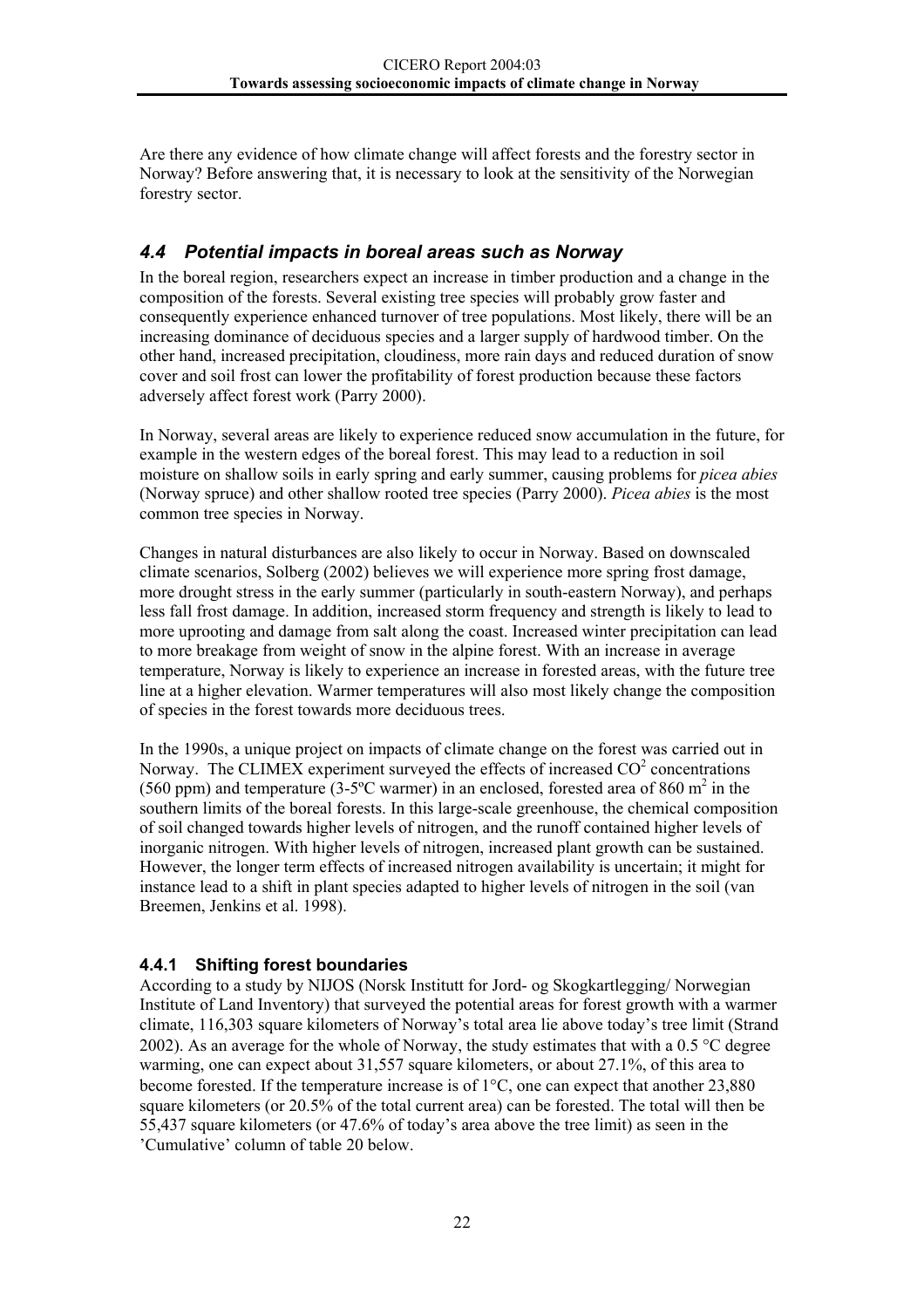Are there any evidence of how climate change will affect forests and the forestry sector in Norway? Before answering that, it is necessary to look at the sensitivity of the Norwegian forestry sector.

## *4.4 Potential impacts in boreal areas such as Norway*

In the boreal region, researchers expect an increase in timber production and a change in the composition of the forests. Several existing tree species will probably grow faster and consequently experience enhanced turnover of tree populations. Most likely, there will be an increasing dominance of deciduous species and a larger supply of hardwood timber. On the other hand, increased precipitation, cloudiness, more rain days and reduced duration of snow cover and soil frost can lower the profitability of forest production because these factors adversely affect forest work (Parry 2000).

In Norway, several areas are likely to experience reduced snow accumulation in the future, for example in the western edges of the boreal forest. This may lead to a reduction in soil moisture on shallow soils in early spring and early summer, causing problems for *picea abies* (Norway spruce) and other shallow rooted tree species (Parry 2000). *Picea abies* is the most common tree species in Norway.

Changes in natural disturbances are also likely to occur in Norway. Based on downscaled climate scenarios, Solberg (2002) believes we will experience more spring frost damage, more drought stress in the early summer (particularly in south-eastern Norway), and perhaps less fall frost damage. In addition, increased storm frequency and strength is likely to lead to more uprooting and damage from salt along the coast. Increased winter precipitation can lead to more breakage from weight of snow in the alpine forest. With an increase in average temperature, Norway is likely to experience an increase in forested areas, with the future tree line at a higher elevation. Warmer temperatures will also most likely change the composition of species in the forest towards more deciduous trees.

In the 1990s, a unique project on impacts of climate change on the forest was carried out in Norway. The CLIMEX experiment surveyed the effects of increased $CO^2$ concentrations (560 ppm) and temperature (3-5ºC warmer) in an enclosed, forested area of 860 $m^2$ in the southern limits of the boreal forests. In this large-scale greenhouse, the chemical composition of soil changed towards higher levels of nitrogen, and the runoff contained higher levels of inorganic nitrogen. With higher levels of nitrogen, increased plant growth can be sustained. However, the longer term effects of increased nitrogen availability is uncertain; it might for instance lead to a shift in plant species adapted to higher levels of nitrogen in the soil (van Breemen, Jenkins et al. 1998).

### 4.4.1 Shifting forest boundaries

According to a study by NIJOS (Norsk Institutt for Jord- og Skogkartlegging/ Norwegian Institute of Land Inventory) that surveyed the potential areas for forest growth with a warmer climate, 116,303 square kilometers of Norway's total area lie above today's tree limit (Strand 2002). As an average for the whole of Norway, the study estimates that with a 0.5 °C degree warming, one can expect about 31,557 square kilometers, or about 27.1%, of this area to become forested. If the temperature increase is of 1°C, one can expect that another 23,880 square kilometers (or 20.5% of the total current area) can be forested. The total will then be 55,437 square kilometers (or 47.6% of today's area above the tree limit) as seen in the 'Cumulative' column of table 20 below.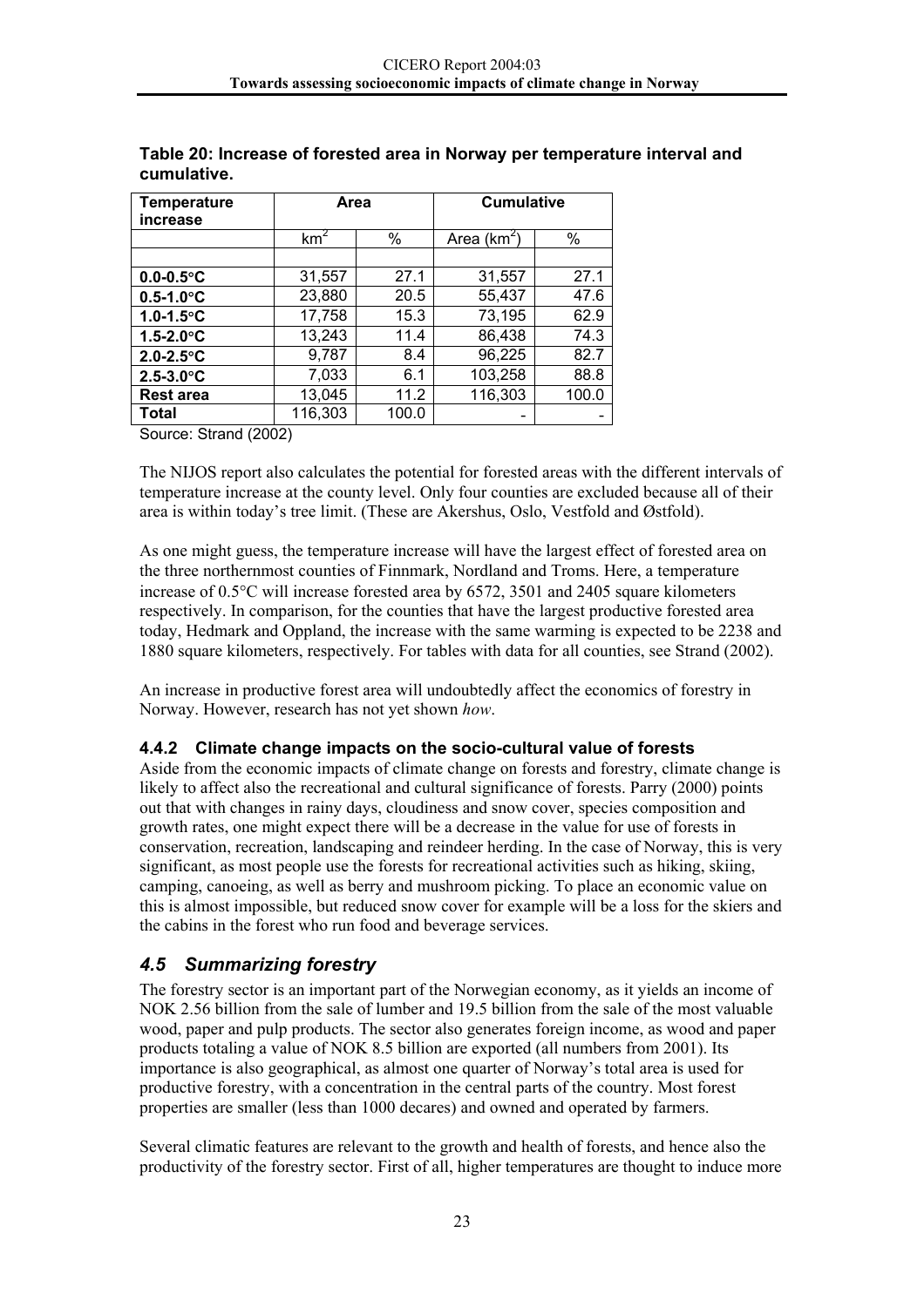**Table 20: Increase of forested area in Norway per temperature interval and cumulative.**

| Temperature increase | Area | | Cumulative | |
|---|---|---|---|---|
| | $km^2$ | % | Area ($km^2$) | % |
| | | | | |
| **0.0-0.5°C** | 31,557 | 27.1 | 31,557 | 27.1 |
| **0.5-1.0°C** | 23,880 | 20.5 | 55,437 | 47.6 |
| **1.0-1.5°C** | 17,758 | 15.3 | 73,195 | 62.9 |
| **1.5-2.0°C** | 13,243 | 11.4 | 86,438 | 74.3 |
| **2.0-2.5°C** | 9,787 | 8.4 | 96,225 | 82.7 |
| **2.5-3.0°C** | 7,033 | 6.1 | 103,258 | 88.8 |
| **Rest area** | 13,045 | 11.2 | 116,303 | 100.0 |
| **Total** | 116,303 | 100.0 | - | - |

Source: Strand (2002)

The NIJOS report also calculates the potential for forested areas with the different intervals of temperature increase at the county level. Only four counties are excluded because all of their area is within today's tree limit. (These are Akershus, Oslo, Vestfold and Østfold).

As one might guess, the temperature increase will have the largest effect of forested area on the three northernmost counties of Finnmark, Nordland and Troms. Here, a temperature increase of 0.5°C will increase forested area by 6572, 3501 and 2405 square kilometers respectively. In comparison, for the counties that have the largest productive forested area today, Hedmark and Oppland, the increase with the same warming is expected to be 2238 and 1880 square kilometers, respectively. For tables with data for all counties, see Strand (2002).

An increase in productive forest area will undoubtedly affect the economics of forestry in Norway. However, research has not yet shown *how*.

### 4.4.2 Climate change impacts on the socio-cultural value of forests

Aside from the economic impacts of climate change on forests and forestry, climate change is likely to affect also the recreational and cultural significance of forests. Parry (2000) points out that with changes in rainy days, cloudiness and snow cover, species composition and growth rates, one might expect there will be a decrease in the value for use of forests in conservation, recreation, landscaping and reindeer herding. In the case of Norway, this is very significant, as most people use the forests for recreational activities such as hiking, skiing, camping, canoeing, as well as berry and mushroom picking. To place an economic value on this is almost impossible, but reduced snow cover for example will be a loss for the skiers and the cabins in the forest who run food and beverage services.

## *4.5 Summarizing forestry*

The forestry sector is an important part of the Norwegian economy, as it yields an income of NOK 2.56 billion from the sale of lumber and 19.5 billion from the sale of the most valuable wood, paper and pulp products. The sector also generates foreign income, as wood and paper products totaling a value of NOK 8.5 billion are exported (all numbers from 2001). Its importance is also geographical, as almost one quarter of Norway's total area is used for productive forestry, with a concentration in the central parts of the country. Most forest properties are smaller (less than 1000 decares) and owned and operated by farmers.

Several climatic features are relevant to the growth and health of forests, and hence also the productivity of the forestry sector. First of all, higher temperatures are thought to induce more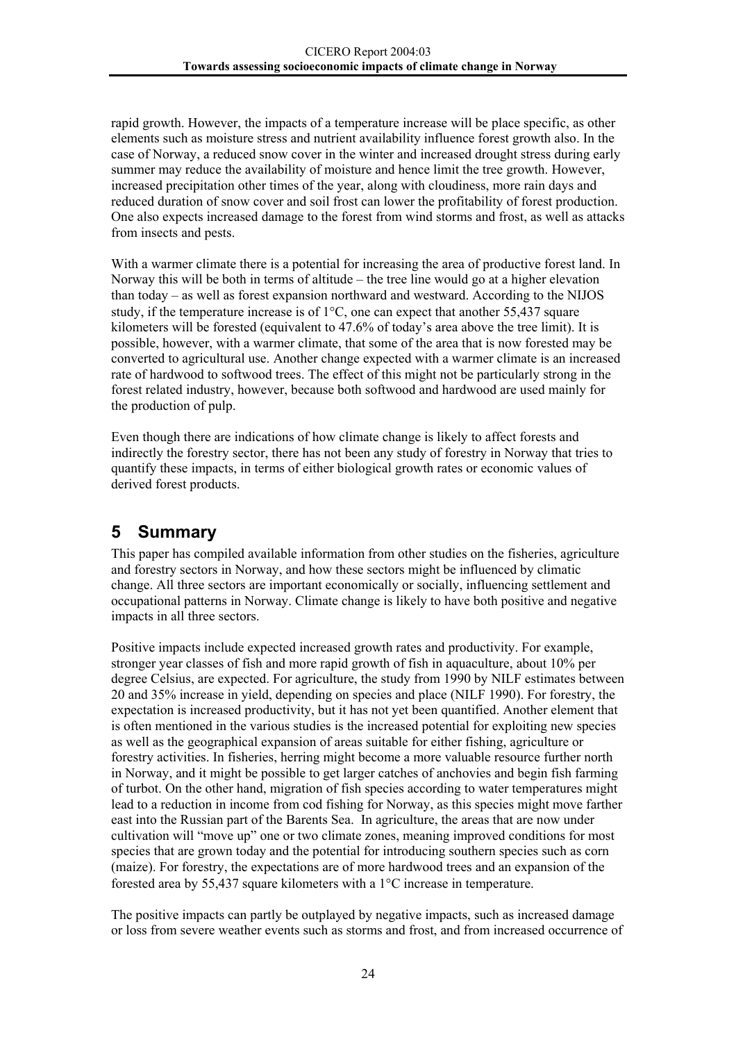rapid growth. However, the impacts of a temperature increase will be place specific, as other elements such as moisture stress and nutrient availability influence forest growth also. In the case of Norway, a reduced snow cover in the winter and increased drought stress during early summer may reduce the availability of moisture and hence limit the tree growth. However, increased precipitation other times of the year, along with cloudiness, more rain days and reduced duration of snow cover and soil frost can lower the profitability of forest production. One also expects increased damage to the forest from wind storms and frost, as well as attacks from insects and pests.

With a warmer climate there is a potential for increasing the area of productive forest land. In Norway this will be both in terms of altitude – the tree line would go at a higher elevation than today – as well as forest expansion northward and westward. According to the NIJOS study, if the temperature increase is of 1°C, one can expect that another 55,437 square kilometers will be forested (equivalent to 47.6% of today's area above the tree limit). It is possible, however, with a warmer climate, that some of the area that is now forested may be converted to agricultural use. Another change expected with a warmer climate is an increased rate of hardwood to softwood trees. The effect of this might not be particularly strong in the forest related industry, however, because both softwood and hardwood are used mainly for the production of pulp.

Even though there are indications of how climate change is likely to affect forests and indirectly the forestry sector, there has not been any study of forestry in Norway that tries to quantify these impacts, in terms of either biological growth rates or economic values of derived forest products.

# 5 Summary

This paper has compiled available information from other studies on the fisheries, agriculture and forestry sectors in Norway, and how these sectors might be influenced by climatic change. All three sectors are important economically or socially, influencing settlement and occupational patterns in Norway. Climate change is likely to have both positive and negative impacts in all three sectors.

Positive impacts include expected increased growth rates and productivity. For example, stronger year classes of fish and more rapid growth of fish in aquaculture, about 10% per degree Celsius, are expected. For agriculture, the study from 1990 by NILF estimates between 20 and 35% increase in yield, depending on species and place (NILF 1990). For forestry, the expectation is increased productivity, but it has not yet been quantified. Another element that is often mentioned in the various studies is the increased potential for exploiting new species as well as the geographical expansion of areas suitable for either fishing, agriculture or forestry activities. In fisheries, herring might become a more valuable resource further north in Norway, and it might be possible to get larger catches of anchovies and begin fish farming of turbot. On the other hand, migration of fish species according to water temperatures might lead to a reduction in income from cod fishing for Norway, as this species might move farther east into the Russian part of the Barents Sea. In agriculture, the areas that are now under cultivation will "move up" one or two climate zones, meaning improved conditions for most species that are grown today and the potential for introducing southern species such as corn (maize). For forestry, the expectations are of more hardwood trees and an expansion of the forested area by 55,437 square kilometers with a 1°C increase in temperature.

The positive impacts can partly be outplayed by negative impacts, such as increased damage or loss from severe weather events such as storms and frost, and from increased occurrence of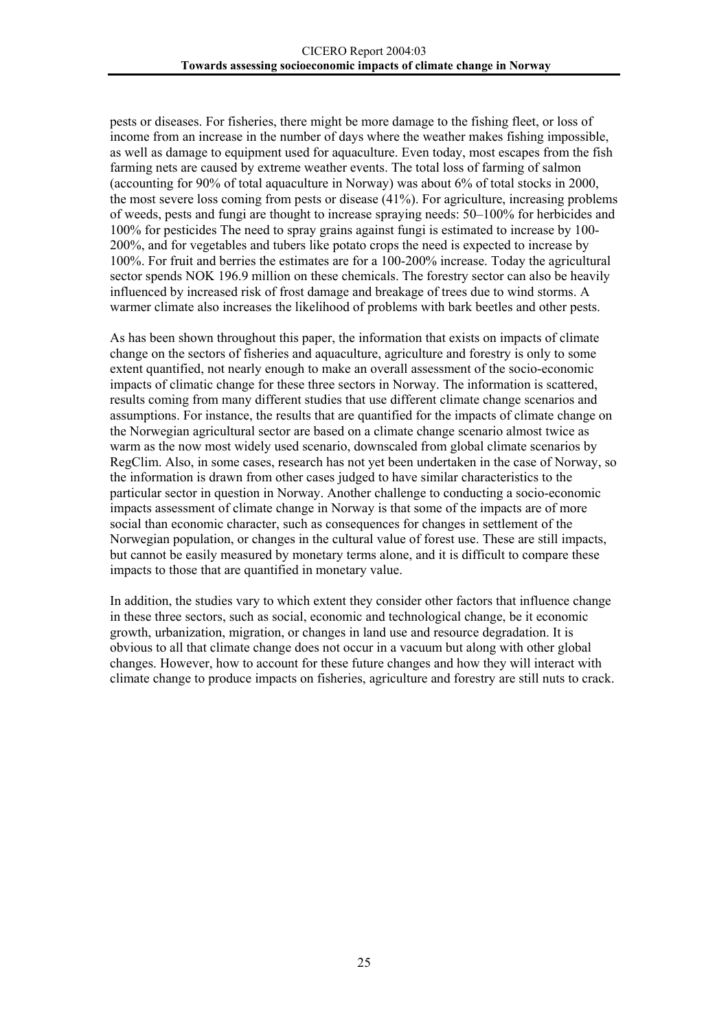pests or diseases. For fisheries, there might be more damage to the fishing fleet, or loss of income from an increase in the number of days where the weather makes fishing impossible, as well as damage to equipment used for aquaculture. Even today, most escapes from the fish farming nets are caused by extreme weather events. The total loss of farming of salmon (accounting for 90% of total aquaculture in Norway) was about 6% of total stocks in 2000, the most severe loss coming from pests or disease (41%). For agriculture, increasing problems of weeds, pests and fungi are thought to increase spraying needs: 50–100% for herbicides and 100% for pesticides The need to spray grains against fungi is estimated to increase by 100-200%, and for vegetables and tubers like potato crops the need is expected to increase by 100%. For fruit and berries the estimates are for a 100-200% increase. Today the agricultural sector spends NOK 196.9 million on these chemicals. The forestry sector can also be heavily influenced by increased risk of frost damage and breakage of trees due to wind storms. A warmer climate also increases the likelihood of problems with bark beetles and other pests.

As has been shown throughout this paper, the information that exists on impacts of climate change on the sectors of fisheries and aquaculture, agriculture and forestry is only to some extent quantified, not nearly enough to make an overall assessment of the socio-economic impacts of climatic change for these three sectors in Norway. The information is scattered, results coming from many different studies that use different climate change scenarios and assumptions. For instance, the results that are quantified for the impacts of climate change on the Norwegian agricultural sector are based on a climate change scenario almost twice as warm as the now most widely used scenario, downscaled from global climate scenarios by RegClim. Also, in some cases, research has not yet been undertaken in the case of Norway, so the information is drawn from other cases judged to have similar characteristics to the particular sector in question in Norway. Another challenge to conducting a socio-economic impacts assessment of climate change in Norway is that some of the impacts are of more social than economic character, such as consequences for changes in settlement of the Norwegian population, or changes in the cultural value of forest use. These are still impacts, but cannot be easily measured by monetary terms alone, and it is difficult to compare these impacts to those that are quantified in monetary value.

In addition, the studies vary to which extent they consider other factors that influence change in these three sectors, such as social, economic and technological change, be it economic growth, urbanization, migration, or changes in land use and resource degradation. It is obvious to all that climate change does not occur in a vacuum but along with other global changes. However, how to account for these future changes and how they will interact with climate change to produce impacts on fisheries, agriculture and forestry are still nuts to crack.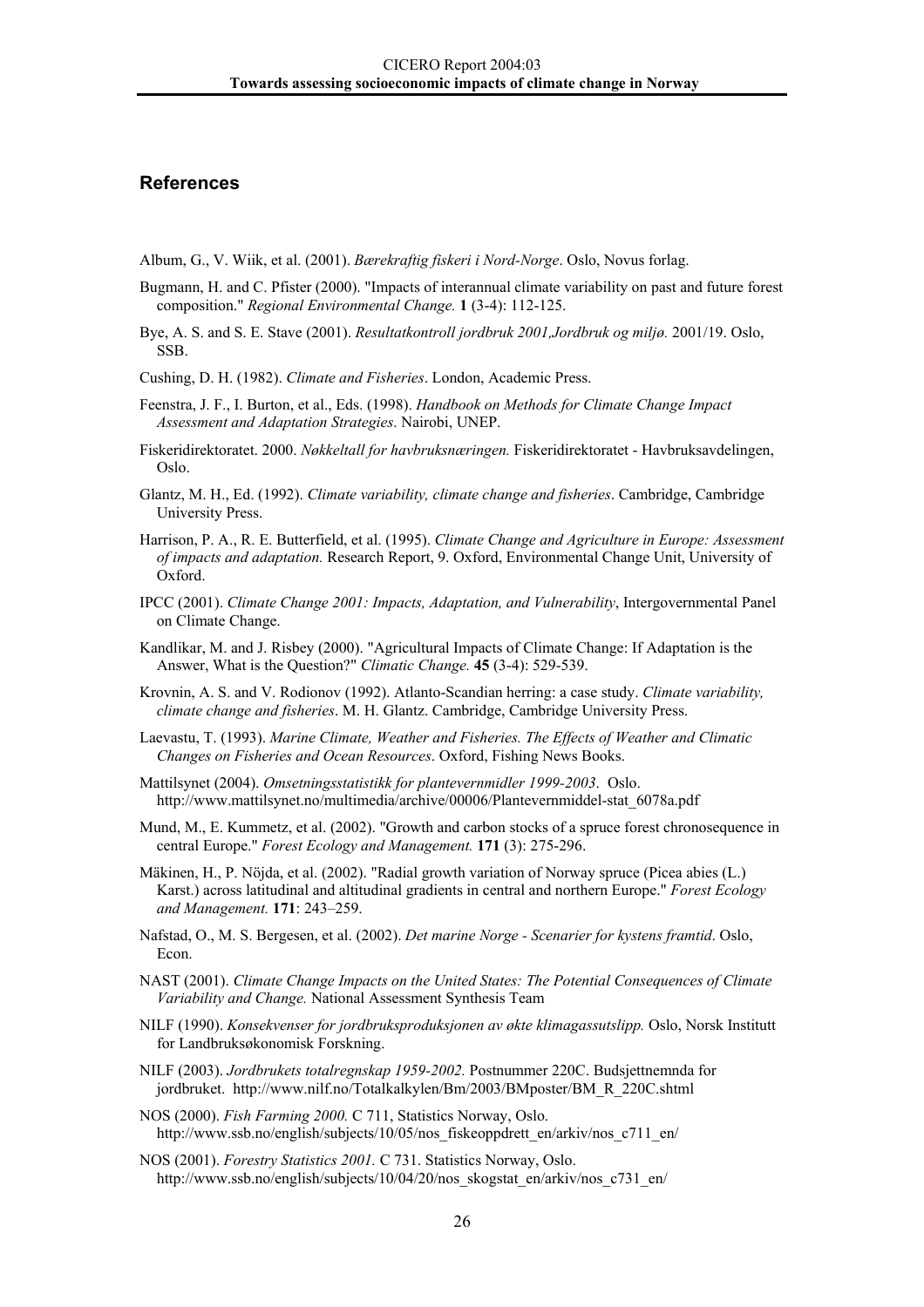## References

Album, G., V. Wiik, et al. (2001). *Bærekraftig fiskeri i Nord-Norge*. Oslo, Novus forlag.

Bugmann, H. and C. Pfister (2000). "Impacts of interannual climate variability on past and future forest composition." *Regional Environmental Change.* **1** (3-4): 112-125.

Bye, A. S. and S. E. Stave (2001). *Resultatkontroll jordbruk 2001,Jordbruk og miljø.* 2001/19. Oslo, SSB.

Cushing, D. H. (1982). *Climate and Fisheries*. London, Academic Press.

Feenstra, J. F., I. Burton, et al., Eds. (1998). *Handbook on Methods for Climate Change Impact Assessment and Adaptation Strategies*. Nairobi, UNEP.

Fiskeridirektoratet. 2000. *Nøkkeltall for havbruksnæringen.* Fiskeridirektoratet - Havbruksavdelingen, Oslo.

Glantz, M. H., Ed. (1992). *Climate variability, climate change and fisheries*. Cambridge, Cambridge University Press.

Harrison, P. A., R. E. Butterfield, et al. (1995). *Climate Change and Agriculture in Europe: Assessment of impacts and adaptation.* Research Report, 9. Oxford, Environmental Change Unit, University of Oxford.

IPCC (2001). *Climate Change 2001: Impacts, Adaptation, and Vulnerability*, Intergovernmental Panel on Climate Change.

Kandlikar, M. and J. Risbey (2000). "Agricultural Impacts of Climate Change: If Adaptation is the Answer, What is the Question?" *Climatic Change.* **45** (3-4): 529-539.

Krovnin, A. S. and V. Rodionov (1992). Atlanto-Scandian herring: a case study. *Climate variability, climate change and fisheries*. M. H. Glantz. Cambridge, Cambridge University Press.

Laevastu, T. (1993). *Marine Climate, Weather and Fisheries. The Effects of Weather and Climatic Changes on Fisheries and Ocean Resources*. Oxford, Fishing News Books.

Mattilsynet (2004). *Omsetningsstatistikk for plantevernmidler 1999-2003*. Oslo. http://www.mattilsynet.no/multimedia/archive/00006/Plantevernmiddel-stat_6078a.pdf

Mund, M., E. Kummetz, et al. (2002). "Growth and carbon stocks of a spruce forest chronosequence in central Europe." *Forest Ecology and Management.* **171** (3): 275-296.

Mäkinen, H., P. Nöjda, et al. (2002). "Radial growth variation of Norway spruce (Picea abies (L.) Karst.) across latitudinal and altitudinal gradients in central and northern Europe." *Forest Ecology and Management.* **171**: 243–259.

Nafstad, O., M. S. Bergesen, et al. (2002). *Det marine Norge - Scenarier for kystens framtid*. Oslo, Econ.

NAST (2001). *Climate Change Impacts on the United States: The Potential Consequences of Climate Variability and Change.* National Assessment Synthesis Team

NILF (1990). *Konsekvenser for jordbruksproduksjonen av økte klimagassutslipp.* Oslo, Norsk Institutt for Landbruksøkonomisk Forskning.

NILF (2003). *Jordbrukets totalregnskap 1959-2002.* Postnummer 220C. Budsjettnemnda for jordbruket. http://www.nilf.no/Totalkalkylen/Bm/2003/BMposter/BM_R_220C.shtml

NOS (2000). *Fish Farming 2000.* C 711, Statistics Norway, Oslo. http://www.ssb.no/english/subjects/10/05/nos_fiskeoppdrett_en/arkiv/nos_c711_en/

NOS (2001). *Forestry Statistics 2001.* C 731. Statistics Norway, Oslo. http://www.ssb.no/english/subjects/10/04/20/nos_skogstat_en/arkiv/nos_c731_en/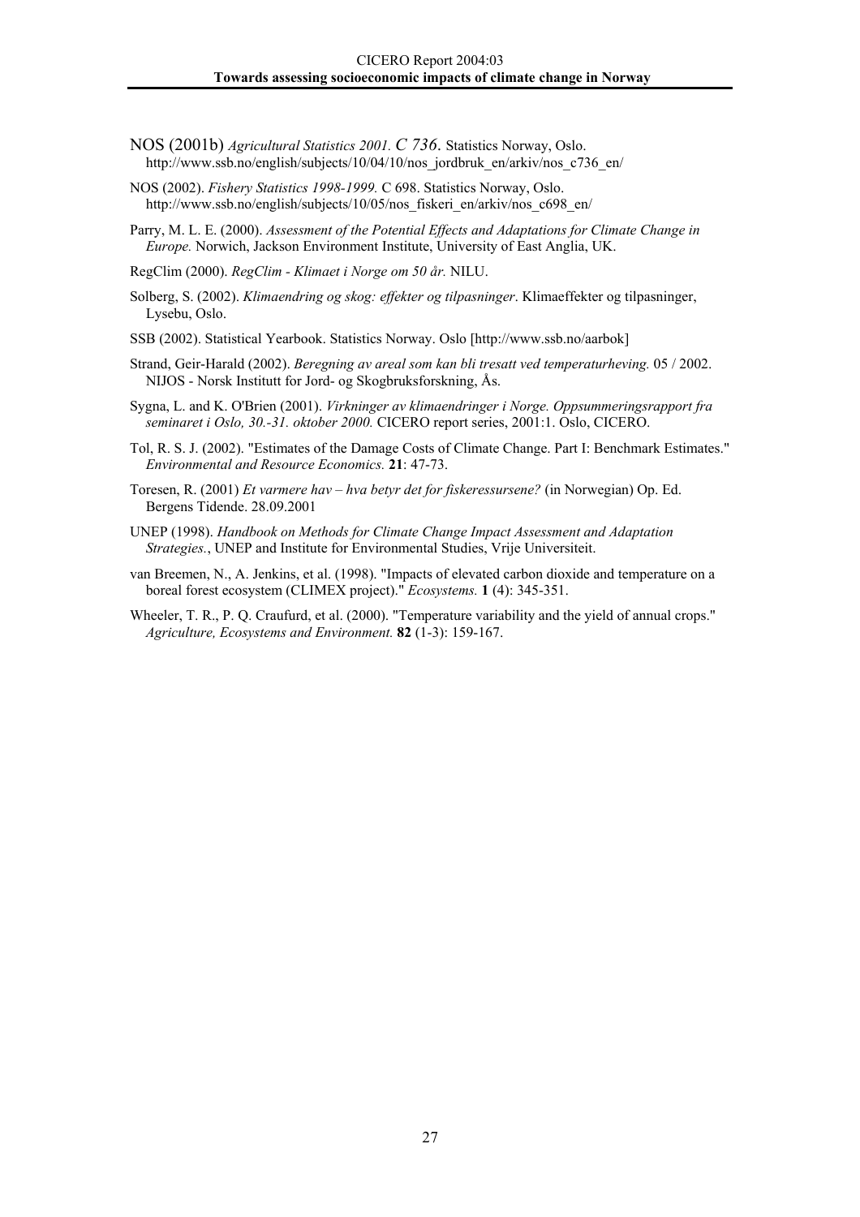NOS (2001b) *Agricultural Statistics 2001. C 736.* Statistics Norway, Oslo. http://www.ssb.no/english/subjects/10/04/10/nos_jordbruk_en/arkiv/nos_c736_en/

NOS (2002). *Fishery Statistics 1998-1999.* C 698. Statistics Norway, Oslo. http://www.ssb.no/english/subjects/10/05/nos_fiskeri_en/arkiv/nos_c698_en/

Parry, M. L. E. (2000). *Assessment of the Potential Effects and Adaptations for Climate Change in Europe.* Norwich, Jackson Environment Institute, University of East Anglia, UK.

RegClim (2000). *RegClim - Klimaet i Norge om 50 år.* NILU.

Solberg, S. (2002). *Klimaendring og skog: effekter og tilpasninger*. Klimaeffekter og tilpasninger, Lysebu, Oslo.

SSB (2002). Statistical Yearbook. Statistics Norway. Oslo [http://www.ssb.no/aarbok]

Strand, Geir-Harald (2002). *Beregning av areal som kan bli tresatt ved temperaturheving.* 05 / 2002. NIJOS - Norsk Institutt for Jord- og Skogbruksforskning, Ås.

Sygna, L. and K. O'Brien (2001). *Virkninger av klimaendringer i Norge. Oppsummeringsrapport fra seminaret i Oslo, 30.-31. oktober 2000.* CICERO report series, 2001:1. Oslo, CICERO.

Tol, R. S. J. (2002). "Estimates of the Damage Costs of Climate Change. Part I: Benchmark Estimates." *Environmental and Resource Economics.* **21**: 47-73.

Toresen, R. (2001) *Et varmere hav – hva betyr det for fiskeressursene?* (in Norwegian) Op. Ed. Bergens Tidende. 28.09.2001

UNEP (1998). *Handbook on Methods for Climate Change Impact Assessment and Adaptation Strategies.*, UNEP and Institute for Environmental Studies, Vrije Universiteit.

van Breemen, N., A. Jenkins, et al. (1998). "Impacts of elevated carbon dioxide and temperature on a boreal forest ecosystem (CLIMEX project)." *Ecosystems.* **1** (4): 345-351.

Wheeler, T. R., P. Q. Craufurd, et al. (2000). "Temperature variability and the yield of annual crops." *Agriculture, Ecosystems and Environment.* **82** (1-3): 159-167.